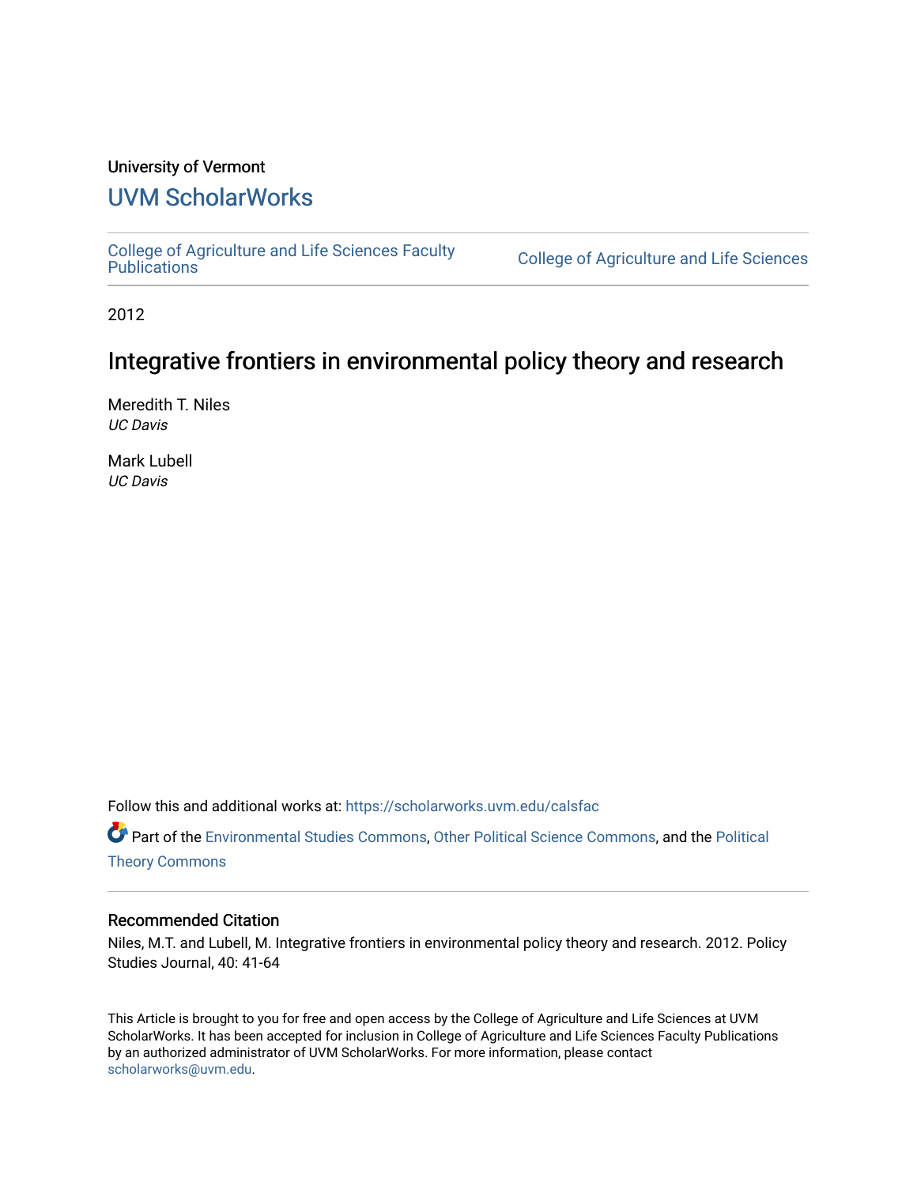University of Vermont

## UVM ScholarWorks

College of Agriculture and Life Sciences Faculty Publications

College of Agriculture and Life Sciences

2012

# Integrative frontiers in environmental policy theory and research

Meredith T. Niles
*UC Davis*

Mark Lubell
*UC Davis*

Follow this and additional works at: https://scholarworks.uvm.edu/calsfac

Part of the Environmental Studies Commons, Other Political Science Commons, and the Political Theory Commons

### Recommended Citation

Niles, M.T. and Lubell, M. Integrative frontiers in environmental policy theory and research. 2012. Policy Studies Journal, 40: 41-64

This Article is brought to you for free and open access by the College of Agriculture and Life Sciences at UVM ScholarWorks. It has been accepted for inclusion in College of Agriculture and Life Sciences Faculty Publications by an authorized administrator of UVM ScholarWorks. For more information, please contact scholarworks@uvm.edu.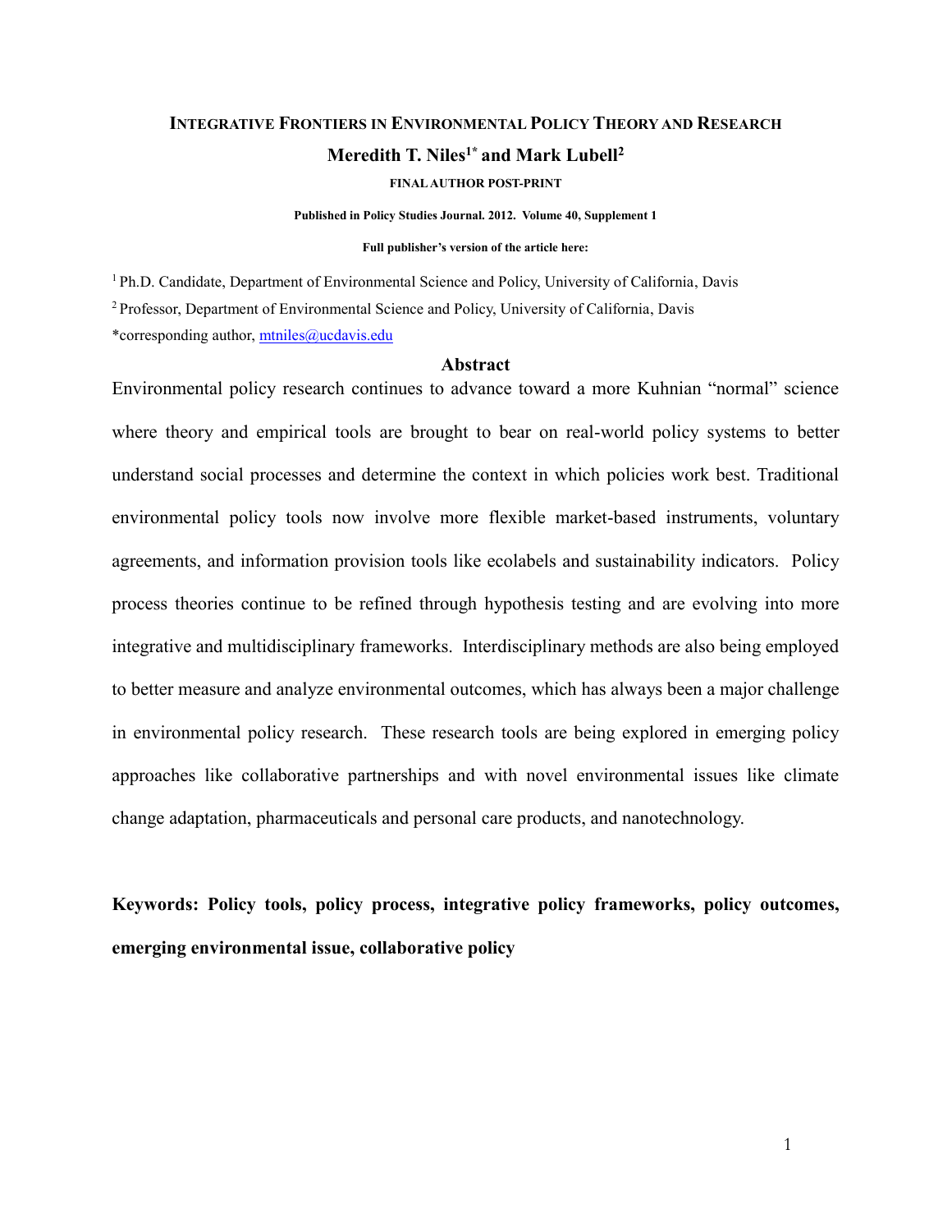# INTEGRATIVE FRONTIERS IN ENVIRONMENTAL POLICY THEORY AND RESEARCH

**Meredith T. Niles[1*] and Mark Lubell[2]**

**FINAL AUTHOR POST-PRINT**

**Published in Policy Studies Journal. 2012. Volume 40, Supplement 1**

**Full publisher's version of the article here:**

[1] Ph.D. Candidate, Department of Environmental Science and Policy, University of California, Davis

[2] Professor, Department of Environmental Science and Policy, University of California, Davis

*corresponding author, mtniles@ucdavis.edu

## Abstract

Environmental policy research continues to advance toward a more Kuhnian "normal" science where theory and empirical tools are brought to bear on real-world policy systems to better understand social processes and determine the context in which policies work best. Traditional environmental policy tools now involve more flexible market-based instruments, voluntary agreements, and information provision tools like ecolabels and sustainability indicators. Policy process theories continue to be refined through hypothesis testing and are evolving into more integrative and multidisciplinary frameworks. Interdisciplinary methods are also being employed to better measure and analyze environmental outcomes, which has always been a major challenge in environmental policy research. These research tools are being explored in emerging policy approaches like collaborative partnerships and with novel environmental issues like climate change adaptation, pharmaceuticals and personal care products, and nanotechnology.

**Keywords: Policy tools, policy process, integrative policy frameworks, policy outcomes, emerging environmental issue, collaborative policy**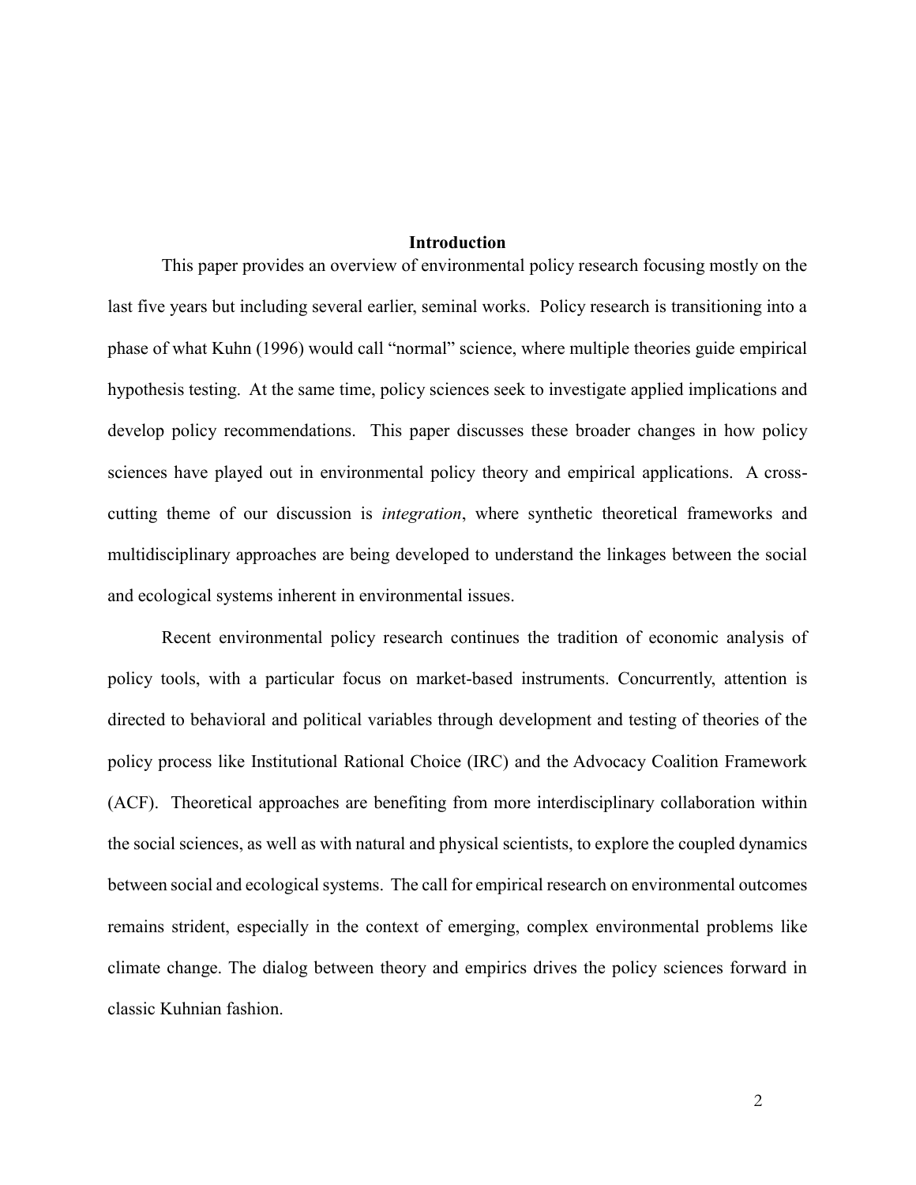## Introduction

This paper provides an overview of environmental policy research focusing mostly on the last five years but including several earlier, seminal works. Policy research is transitioning into a phase of what Kuhn (1996) would call "normal" science, where multiple theories guide empirical hypothesis testing. At the same time, policy sciences seek to investigate applied implications and develop policy recommendations. This paper discusses these broader changes in how policy sciences have played out in environmental policy theory and empirical applications. A cross-cutting theme of our discussion is *integration*, where synthetic theoretical frameworks and multidisciplinary approaches are being developed to understand the linkages between the social and ecological systems inherent in environmental issues.

Recent environmental policy research continues the tradition of economic analysis of policy tools, with a particular focus on market-based instruments. Concurrently, attention is directed to behavioral and political variables through development and testing of theories of the policy process like Institutional Rational Choice (IRC) and the Advocacy Coalition Framework (ACF). Theoretical approaches are benefiting from more interdisciplinary collaboration within the social sciences, as well as with natural and physical scientists, to explore the coupled dynamics between social and ecological systems. The call for empirical research on environmental outcomes remains strident, especially in the context of emerging, complex environmental problems like climate change. The dialog between theory and empirics drives the policy sciences forward in classic Kuhnian fashion.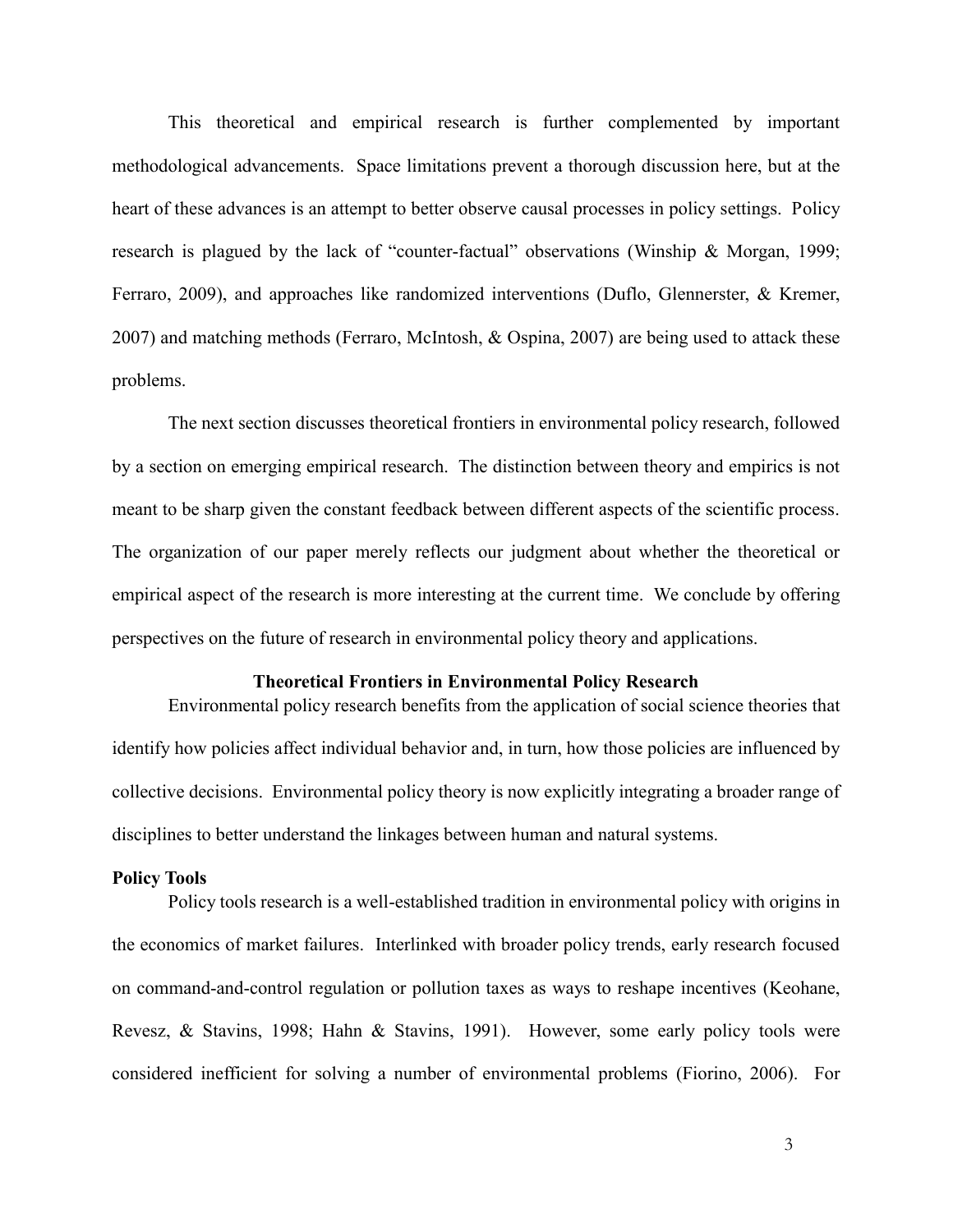This theoretical and empirical research is further complemented by important methodological advancements. Space limitations prevent a thorough discussion here, but at the heart of these advances is an attempt to better observe causal processes in policy settings. Policy research is plagued by the lack of "counter-factual" observations (Winship & Morgan, 1999; Ferraro, 2009), and approaches like randomized interventions (Duflo, Glennerster, & Kremer, 2007) and matching methods (Ferraro, McIntosh, & Ospina, 2007) are being used to attack these problems.

The next section discusses theoretical frontiers in environmental policy research, followed by a section on emerging empirical research. The distinction between theory and empirics is not meant to be sharp given the constant feedback between different aspects of the scientific process. The organization of our paper merely reflects our judgment about whether the theoretical or empirical aspect of the research is more interesting at the current time. We conclude by offering perspectives on the future of research in environmental policy theory and applications.

## Theoretical Frontiers in Environmental Policy Research

Environmental policy research benefits from the application of social science theories that identify how policies affect individual behavior and, in turn, how those policies are influenced by collective decisions. Environmental policy theory is now explicitly integrating a broader range of disciplines to better understand the linkages between human and natural systems.

### Policy Tools

Policy tools research is a well-established tradition in environmental policy with origins in the economics of market failures. Interlinked with broader policy trends, early research focused on command-and-control regulation or pollution taxes as ways to reshape incentives (Keohane, Revesz, & Stavins, 1998; Hahn & Stavins, 1991). However, some early policy tools were considered inefficient for solving a number of environmental problems (Fiorino, 2006). For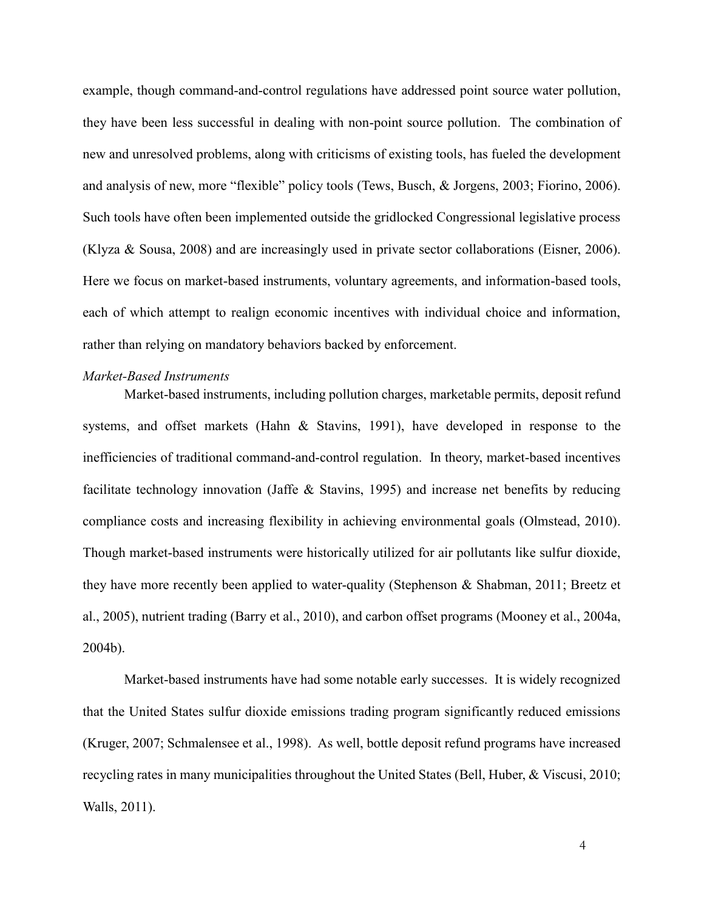example, though command-and-control regulations have addressed point source water pollution, they have been less successful in dealing with non-point source pollution. The combination of new and unresolved problems, along with criticisms of existing tools, has fueled the development and analysis of new, more "flexible" policy tools (Tews, Busch, & Jorgens, 2003; Fiorino, 2006). Such tools have often been implemented outside the gridlocked Congressional legislative process (Klyza & Sousa, 2008) and are increasingly used in private sector collaborations (Eisner, 2006). Here we focus on market-based instruments, voluntary agreements, and information-based tools, each of which attempt to realign economic incentives with individual choice and information, rather than relying on mandatory behaviors backed by enforcement.

*Market-Based Instruments*

Market-based instruments, including pollution charges, marketable permits, deposit refund systems, and offset markets (Hahn & Stavins, 1991), have developed in response to the inefficiencies of traditional command-and-control regulation. In theory, market-based incentives facilitate technology innovation (Jaffe & Stavins, 1995) and increase net benefits by reducing compliance costs and increasing flexibility in achieving environmental goals (Olmstead, 2010). Though market-based instruments were historically utilized for air pollutants like sulfur dioxide, they have more recently been applied to water-quality (Stephenson & Shabman, 2011; Breetz et al., 2005), nutrient trading (Barry et al., 2010), and carbon offset programs (Mooney et al., 2004a, 2004b).

Market-based instruments have had some notable early successes. It is widely recognized that the United States sulfur dioxide emissions trading program significantly reduced emissions (Kruger, 2007; Schmalensee et al., 1998). As well, bottle deposit refund programs have increased recycling rates in many municipalities throughout the United States (Bell, Huber, & Viscusi, 2010; Walls, 2011).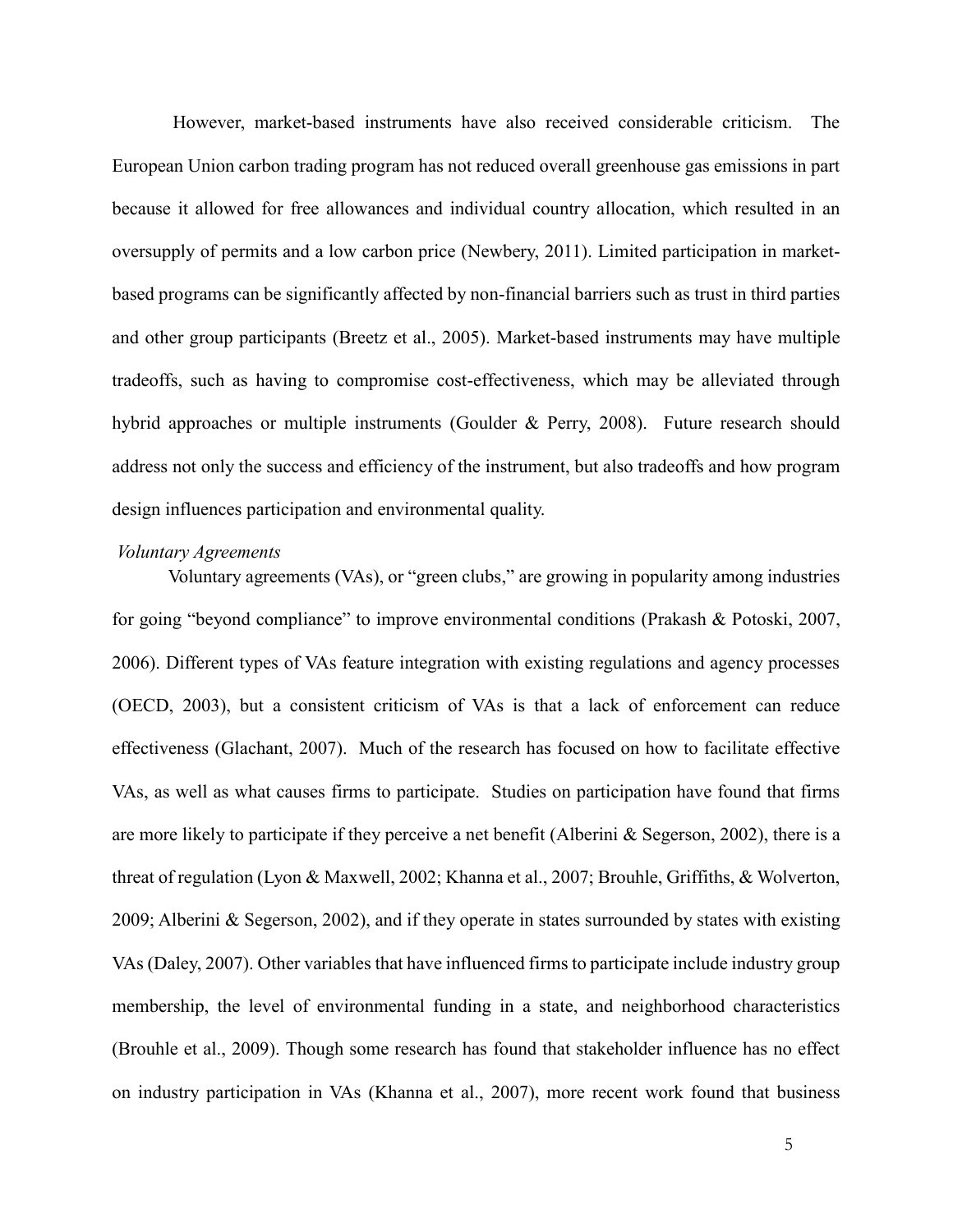However, market-based instruments have also received considerable criticism. The European Union carbon trading program has not reduced overall greenhouse gas emissions in part because it allowed for free allowances and individual country allocation, which resulted in an oversupply of permits and a low carbon price (Newbery, 2011). Limited participation in market-based programs can be significantly affected by non-financial barriers such as trust in third parties and other group participants (Breetz et al., 2005). Market-based instruments may have multiple tradeoffs, such as having to compromise cost-effectiveness, which may be alleviated through hybrid approaches or multiple instruments (Goulder & Perry, 2008). Future research should address not only the success and efficiency of the instrument, but also tradeoffs and how program design influences participation and environmental quality.

*Voluntary Agreements*

Voluntary agreements (VAs), or "green clubs," are growing in popularity among industries for going "beyond compliance" to improve environmental conditions (Prakash & Potoski, 2007, 2006). Different types of VAs feature integration with existing regulations and agency processes (OECD, 2003), but a consistent criticism of VAs is that a lack of enforcement can reduce effectiveness (Glachant, 2007). Much of the research has focused on how to facilitate effective VAs, as well as what causes firms to participate. Studies on participation have found that firms are more likely to participate if they perceive a net benefit (Alberini & Segerson, 2002), there is a threat of regulation (Lyon & Maxwell, 2002; Khanna et al., 2007; Brouhle, Griffiths, & Wolverton, 2009; Alberini & Segerson, 2002), and if they operate in states surrounded by states with existing VAs (Daley, 2007). Other variables that have influenced firms to participate include industry group membership, the level of environmental funding in a state, and neighborhood characteristics (Brouhle et al., 2009). Though some research has found that stakeholder influence has no effect on industry participation in VAs (Khanna et al., 2007), more recent work found that business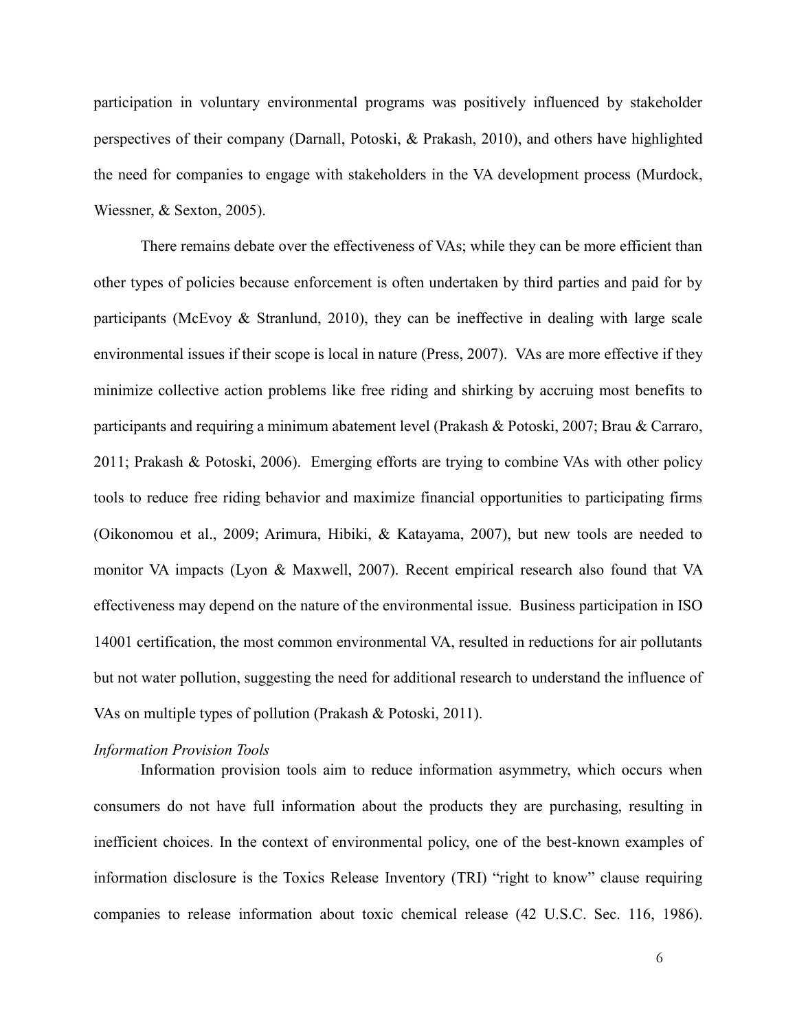participation in voluntary environmental programs was positively influenced by stakeholder perspectives of their company (Darnall, Potoski, & Prakash, 2010), and others have highlighted the need for companies to engage with stakeholders in the VA development process (Murdock, Wiessner, & Sexton, 2005).

There remains debate over the effectiveness of VAs; while they can be more efficient than other types of policies because enforcement is often undertaken by third parties and paid for by participants (McEvoy & Stranlund, 2010), they can be ineffective in dealing with large scale environmental issues if their scope is local in nature (Press, 2007). VAs are more effective if they minimize collective action problems like free riding and shirking by accruing most benefits to participants and requiring a minimum abatement level (Prakash & Potoski, 2007; Brau & Carraro, 2011; Prakash & Potoski, 2006). Emerging efforts are trying to combine VAs with other policy tools to reduce free riding behavior and maximize financial opportunities to participating firms (Oikonomou et al., 2009; Arimura, Hibiki, & Katayama, 2007), but new tools are needed to monitor VA impacts (Lyon & Maxwell, 2007). Recent empirical research also found that VA effectiveness may depend on the nature of the environmental issue. Business participation in ISO 14001 certification, the most common environmental VA, resulted in reductions for air pollutants but not water pollution, suggesting the need for additional research to understand the influence of VAs on multiple types of pollution (Prakash & Potoski, 2011).

*Information Provision Tools*

Information provision tools aim to reduce information asymmetry, which occurs when consumers do not have full information about the products they are purchasing, resulting in inefficient choices. In the context of environmental policy, one of the best-known examples of information disclosure is the Toxics Release Inventory (TRI) "right to know" clause requiring companies to release information about toxic chemical release (42 U.S.C. Sec. 116, 1986).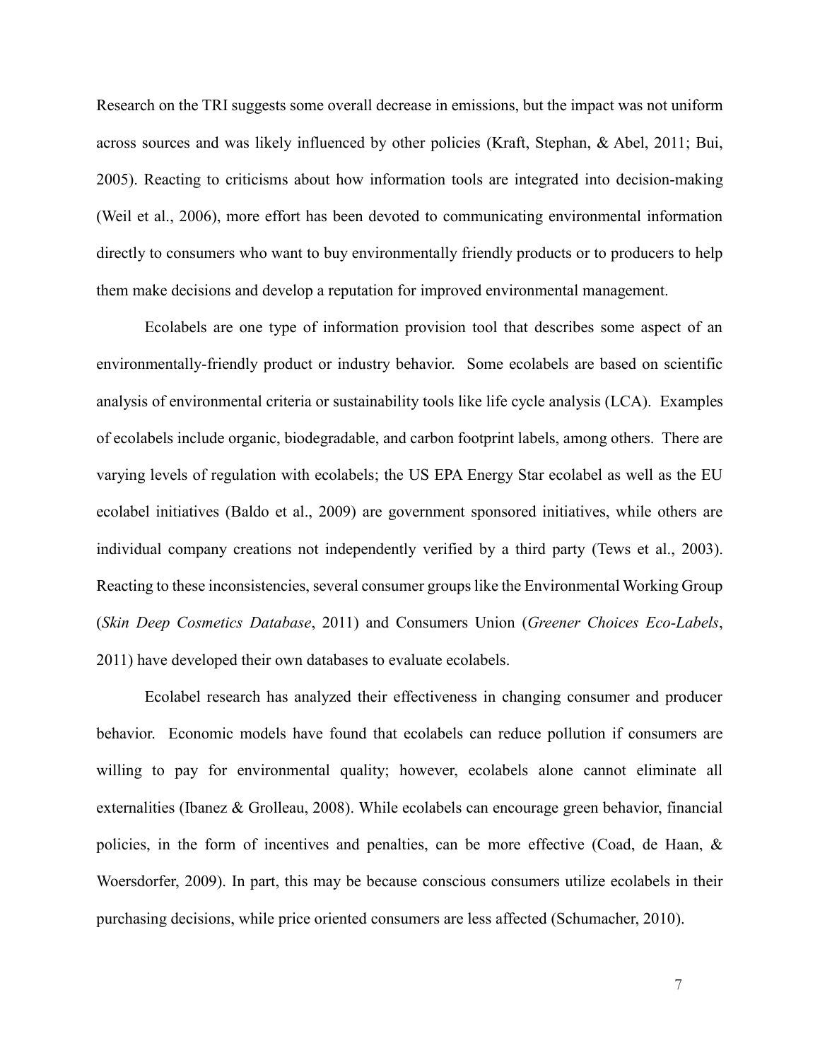Research on the TRI suggests some overall decrease in emissions, but the impact was not uniform across sources and was likely influenced by other policies (Kraft, Stephan, & Abel, 2011; Bui, 2005). Reacting to criticisms about how information tools are integrated into decision-making (Weil et al., 2006), more effort has been devoted to communicating environmental information directly to consumers who want to buy environmentally friendly products or to producers to help them make decisions and develop a reputation for improved environmental management.

Ecolabels are one type of information provision tool that describes some aspect of an environmentally-friendly product or industry behavior. Some ecolabels are based on scientific analysis of environmental criteria or sustainability tools like life cycle analysis (LCA). Examples of ecolabels include organic, biodegradable, and carbon footprint labels, among others. There are varying levels of regulation with ecolabels; the US EPA Energy Star ecolabel as well as the EU ecolabel initiatives (Baldo et al., 2009) are government sponsored initiatives, while others are individual company creations not independently verified by a third party (Tews et al., 2003). Reacting to these inconsistencies, several consumer groups like the Environmental Working Group (*Skin Deep Cosmetics Database*, 2011) and Consumers Union (*Greener Choices Eco-Labels*, 2011) have developed their own databases to evaluate ecolabels.

Ecolabel research has analyzed their effectiveness in changing consumer and producer behavior. Economic models have found that ecolabels can reduce pollution if consumers are willing to pay for environmental quality; however, ecolabels alone cannot eliminate all externalities (Ibanez & Grolleau, 2008). While ecolabels can encourage green behavior, financial policies, in the form of incentives and penalties, can be more effective (Coad, de Haan, & Woersdorfer, 2009). In part, this may be because conscious consumers utilize ecolabels in their purchasing decisions, while price oriented consumers are less affected (Schumacher, 2010).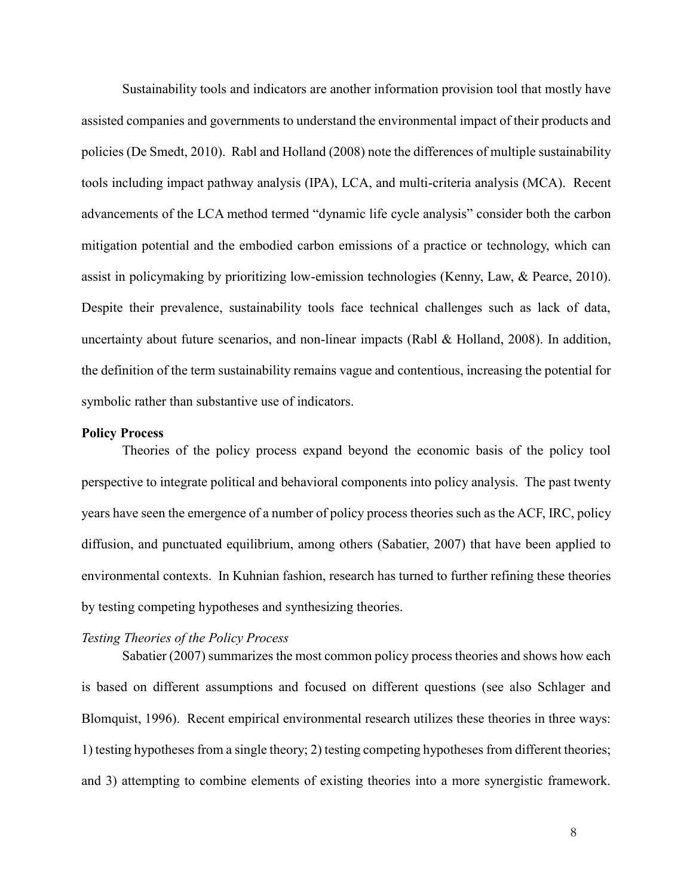Sustainability tools and indicators are another information provision tool that mostly have assisted companies and governments to understand the environmental impact of their products and policies (De Smedt, 2010). Rabl and Holland (2008) note the differences of multiple sustainability tools including impact pathway analysis (IPA), LCA, and multi-criteria analysis (MCA). Recent advancements of the LCA method termed "dynamic life cycle analysis" consider both the carbon mitigation potential and the embodied carbon emissions of a practice or technology, which can assist in policymaking by prioritizing low-emission technologies (Kenny, Law, & Pearce, 2010). Despite their prevalence, sustainability tools face technical challenges such as lack of data, uncertainty about future scenarios, and non-linear impacts (Rabl & Holland, 2008). In addition, the definition of the term sustainability remains vague and contentious, increasing the potential for symbolic rather than substantive use of indicators.

**Policy Process**

Theories of the policy process expand beyond the economic basis of the policy tool perspective to integrate political and behavioral components into policy analysis. The past twenty years have seen the emergence of a number of policy process theories such as the ACF, IRC, policy diffusion, and punctuated equilibrium, among others (Sabatier, 2007) that have been applied to environmental contexts. In Kuhnian fashion, research has turned to further refining these theories by testing competing hypotheses and synthesizing theories.

*Testing Theories of the Policy Process*

Sabatier (2007) summarizes the most common policy process theories and shows how each is based on different assumptions and focused on different questions (see also Schlager and Blomquist, 1996). Recent empirical environmental research utilizes these theories in three ways: 1) testing hypotheses from a single theory; 2) testing competing hypotheses from different theories; and 3) attempting to combine elements of existing theories into a more synergistic framework.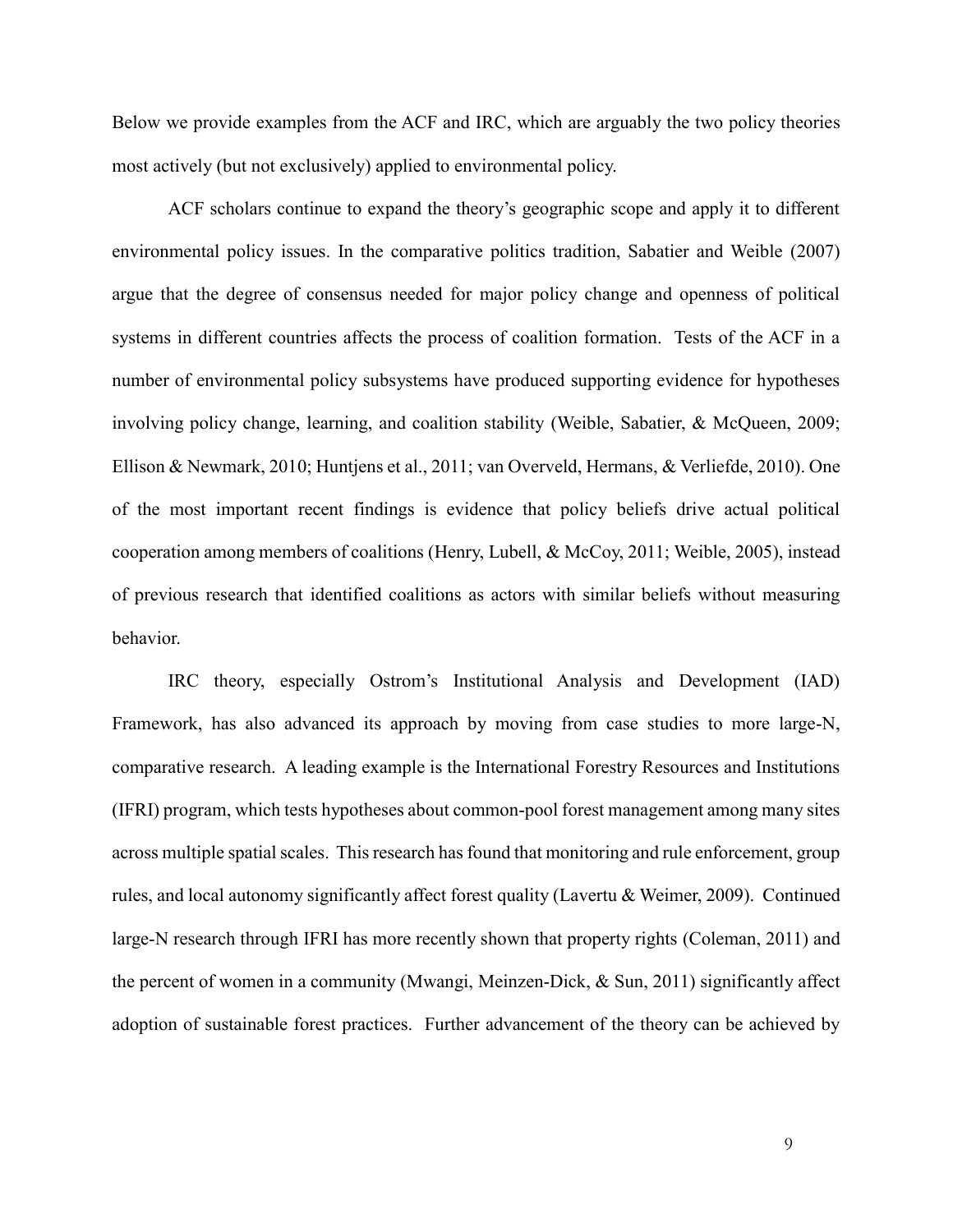Below we provide examples from the ACF and IRC, which are arguably the two policy theories most actively (but not exclusively) applied to environmental policy.

ACF scholars continue to expand the theory's geographic scope and apply it to different environmental policy issues. In the comparative politics tradition, Sabatier and Weible (2007) argue that the degree of consensus needed for major policy change and openness of political systems in different countries affects the process of coalition formation. Tests of the ACF in a number of environmental policy subsystems have produced supporting evidence for hypotheses involving policy change, learning, and coalition stability (Weible, Sabatier, & McQueen, 2009; Ellison & Newmark, 2010; Huntjens et al., 2011; van Overveld, Hermans, & Verliefde, 2010). One of the most important recent findings is evidence that policy beliefs drive actual political cooperation among members of coalitions (Henry, Lubell, & McCoy, 2011; Weible, 2005), instead of previous research that identified coalitions as actors with similar beliefs without measuring behavior.

IRC theory, especially Ostrom's Institutional Analysis and Development (IAD) Framework, has also advanced its approach by moving from case studies to more large-N, comparative research. A leading example is the International Forestry Resources and Institutions (IFRI) program, which tests hypotheses about common-pool forest management among many sites across multiple spatial scales. This research has found that monitoring and rule enforcement, group rules, and local autonomy significantly affect forest quality (Lavertu & Weimer, 2009). Continued large-N research through IFRI has more recently shown that property rights (Coleman, 2011) and the percent of women in a community (Mwangi, Meinzen-Dick, & Sun, 2011) significantly affect adoption of sustainable forest practices. Further advancement of the theory can be achieved by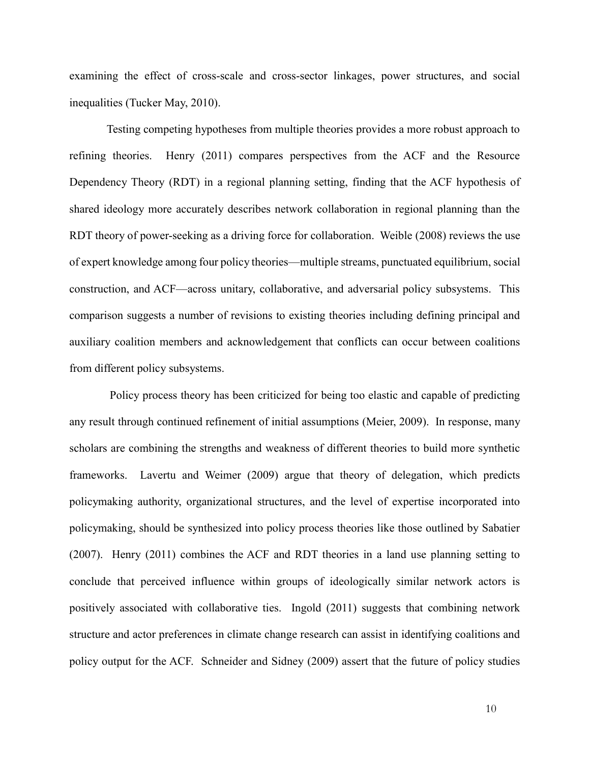examining the effect of cross-scale and cross-sector linkages, power structures, and social inequalities (Tucker May, 2010).

Testing competing hypotheses from multiple theories provides a more robust approach to refining theories. Henry (2011) compares perspectives from the ACF and the Resource Dependency Theory (RDT) in a regional planning setting, finding that the ACF hypothesis of shared ideology more accurately describes network collaboration in regional planning than the RDT theory of power-seeking as a driving force for collaboration. Weible (2008) reviews the use of expert knowledge among four policy theories—multiple streams, punctuated equilibrium, social construction, and ACF—across unitary, collaborative, and adversarial policy subsystems. This comparison suggests a number of revisions to existing theories including defining principal and auxiliary coalition members and acknowledgement that conflicts can occur between coalitions from different policy subsystems.

Policy process theory has been criticized for being too elastic and capable of predicting any result through continued refinement of initial assumptions (Meier, 2009). In response, many scholars are combining the strengths and weakness of different theories to build more synthetic frameworks. Lavertu and Weimer (2009) argue that theory of delegation, which predicts policymaking authority, organizational structures, and the level of expertise incorporated into policymaking, should be synthesized into policy process theories like those outlined by Sabatier (2007). Henry (2011) combines the ACF and RDT theories in a land use planning setting to conclude that perceived influence within groups of ideologically similar network actors is positively associated with collaborative ties. Ingold (2011) suggests that combining network structure and actor preferences in climate change research can assist in identifying coalitions and policy output for the ACF. Schneider and Sidney (2009) assert that the future of policy studies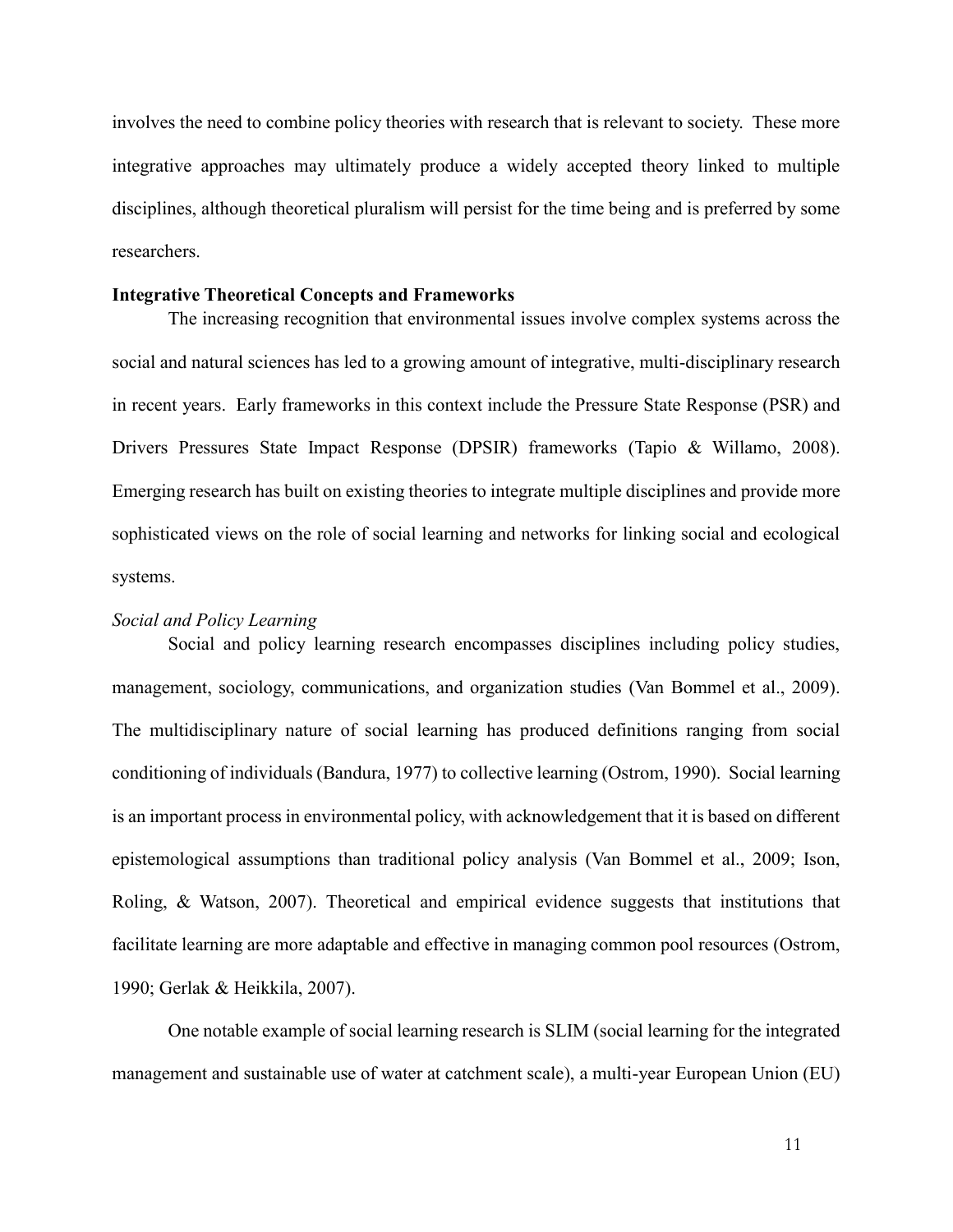involves the need to combine policy theories with research that is relevant to society. These more integrative approaches may ultimately produce a widely accepted theory linked to multiple disciplines, although theoretical pluralism will persist for the time being and is preferred by some researchers.

**Integrative Theoretical Concepts and Frameworks**

The increasing recognition that environmental issues involve complex systems across the social and natural sciences has led to a growing amount of integrative, multi-disciplinary research in recent years. Early frameworks in this context include the Pressure State Response (PSR) and Drivers Pressures State Impact Response (DPSIR) frameworks (Tapio & Willamo, 2008). Emerging research has built on existing theories to integrate multiple disciplines and provide more sophisticated views on the role of social learning and networks for linking social and ecological systems.

*Social and Policy Learning*

Social and policy learning research encompasses disciplines including policy studies, management, sociology, communications, and organization studies (Van Bommel et al., 2009). The multidisciplinary nature of social learning has produced definitions ranging from social conditioning of individuals (Bandura, 1977) to collective learning (Ostrom, 1990). Social learning is an important process in environmental policy, with acknowledgement that it is based on different epistemological assumptions than traditional policy analysis (Van Bommel et al., 2009; Ison, Roling, & Watson, 2007). Theoretical and empirical evidence suggests that institutions that facilitate learning are more adaptable and effective in managing common pool resources (Ostrom, 1990; Gerlak & Heikkila, 2007).

One notable example of social learning research is SLIM (social learning for the integrated management and sustainable use of water at catchment scale), a multi-year European Union (EU)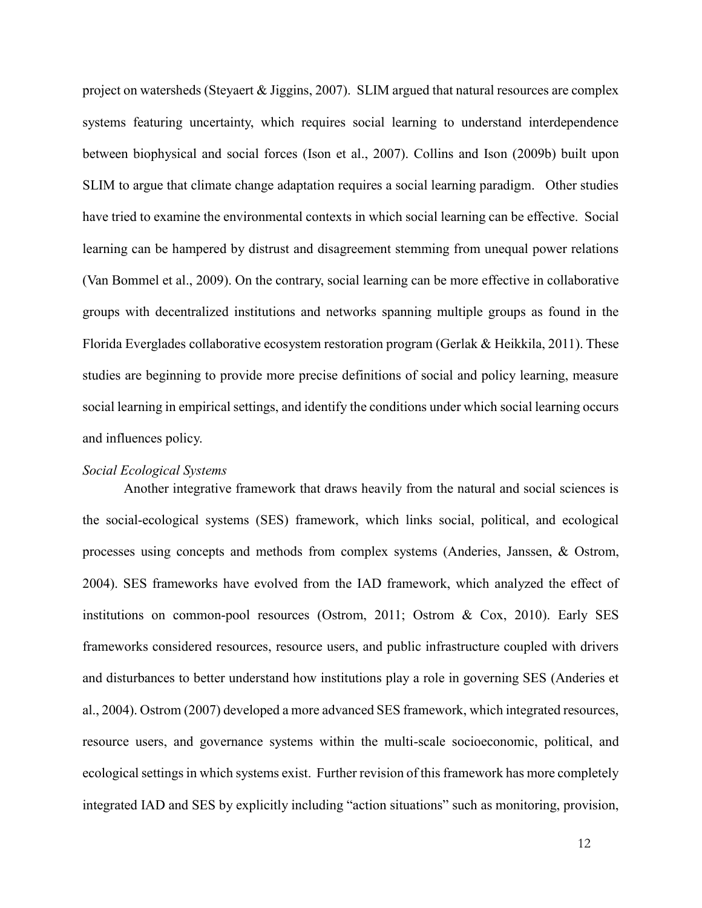project on watersheds (Steyaert & Jiggins, 2007). SLIM argued that natural resources are complex systems featuring uncertainty, which requires social learning to understand interdependence between biophysical and social forces (Ison et al., 2007). Collins and Ison (2009b) built upon SLIM to argue that climate change adaptation requires a social learning paradigm. Other studies have tried to examine the environmental contexts in which social learning can be effective. Social learning can be hampered by distrust and disagreement stemming from unequal power relations (Van Bommel et al., 2009). On the contrary, social learning can be more effective in collaborative groups with decentralized institutions and networks spanning multiple groups as found in the Florida Everglades collaborative ecosystem restoration program (Gerlak & Heikkila, 2011). These studies are beginning to provide more precise definitions of social and policy learning, measure social learning in empirical settings, and identify the conditions under which social learning occurs and influences policy.

*Social Ecological Systems*

Another integrative framework that draws heavily from the natural and social sciences is the social-ecological systems (SES) framework, which links social, political, and ecological processes using concepts and methods from complex systems (Anderies, Janssen, & Ostrom, 2004). SES frameworks have evolved from the IAD framework, which analyzed the effect of institutions on common-pool resources (Ostrom, 2011; Ostrom & Cox, 2010). Early SES frameworks considered resources, resource users, and public infrastructure coupled with drivers and disturbances to better understand how institutions play a role in governing SES (Anderies et al., 2004). Ostrom (2007) developed a more advanced SES framework, which integrated resources, resource users, and governance systems within the multi-scale socioeconomic, political, and ecological settings in which systems exist. Further revision of this framework has more completely integrated IAD and SES by explicitly including "action situations" such as monitoring, provision,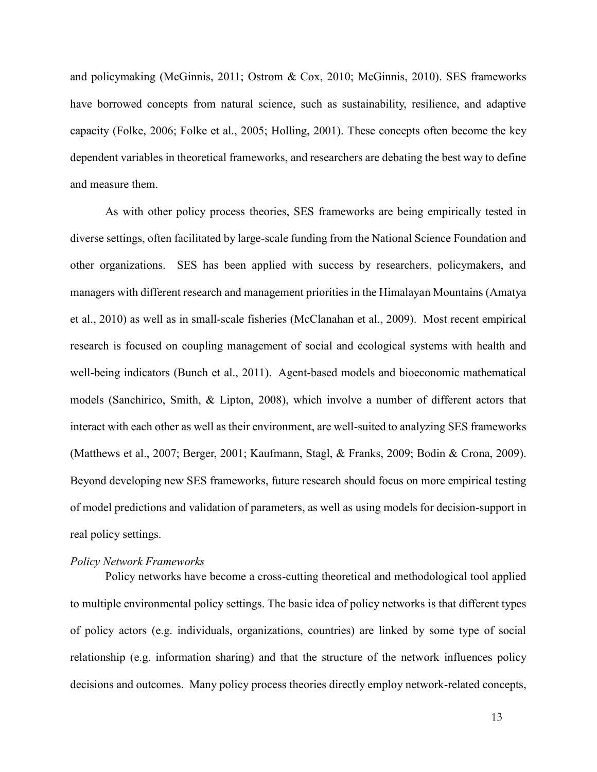and policymaking (McGinnis, 2011; Ostrom & Cox, 2010; McGinnis, 2010). SES frameworks have borrowed concepts from natural science, such as sustainability, resilience, and adaptive capacity (Folke, 2006; Folke et al., 2005; Holling, 2001). These concepts often become the key dependent variables in theoretical frameworks, and researchers are debating the best way to define and measure them.

As with other policy process theories, SES frameworks are being empirically tested in diverse settings, often facilitated by large-scale funding from the National Science Foundation and other organizations. SES has been applied with success by researchers, policymakers, and managers with different research and management priorities in the Himalayan Mountains (Amatya et al., 2010) as well as in small-scale fisheries (McClanahan et al., 2009). Most recent empirical research is focused on coupling management of social and ecological systems with health and well-being indicators (Bunch et al., 2011). Agent-based models and bioeconomic mathematical models (Sanchirico, Smith, & Lipton, 2008), which involve a number of different actors that interact with each other as well as their environment, are well-suited to analyzing SES frameworks (Matthews et al., 2007; Berger, 2001; Kaufmann, Stagl, & Franks, 2009; Bodin & Crona, 2009). Beyond developing new SES frameworks, future research should focus on more empirical testing of model predictions and validation of parameters, as well as using models for decision-support in real policy settings.

*Policy Network Frameworks*

Policy networks have become a cross-cutting theoretical and methodological tool applied to multiple environmental policy settings. The basic idea of policy networks is that different types of policy actors (e.g. individuals, organizations, countries) are linked by some type of social relationship (e.g. information sharing) and that the structure of the network influences policy decisions and outcomes. Many policy process theories directly employ network-related concepts,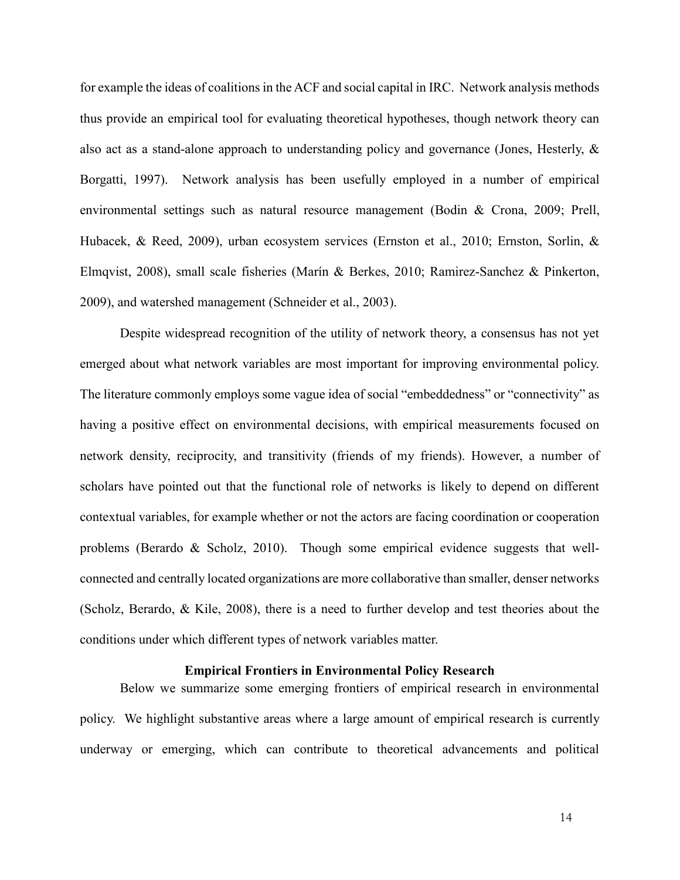for example the ideas of coalitions in the ACF and social capital in IRC. Network analysis methods thus provide an empirical tool for evaluating theoretical hypotheses, though network theory can also act as a stand-alone approach to understanding policy and governance (Jones, Hesterly, & Borgatti, 1997). Network analysis has been usefully employed in a number of empirical environmental settings such as natural resource management (Bodin & Crona, 2009; Prell, Hubacek, & Reed, 2009), urban ecosystem services (Ernston et al., 2010; Ernston, Sorlin, & Elmqvist, 2008), small scale fisheries (Marín & Berkes, 2010; Ramirez-Sanchez & Pinkerton, 2009), and watershed management (Schneider et al., 2003).

Despite widespread recognition of the utility of network theory, a consensus has not yet emerged about what network variables are most important for improving environmental policy. The literature commonly employs some vague idea of social "embeddedness" or "connectivity" as having a positive effect on environmental decisions, with empirical measurements focused on network density, reciprocity, and transitivity (friends of my friends). However, a number of scholars have pointed out that the functional role of networks is likely to depend on different contextual variables, for example whether or not the actors are facing coordination or cooperation problems (Berardo & Scholz, 2010). Though some empirical evidence suggests that well-connected and centrally located organizations are more collaborative than smaller, denser networks (Scholz, Berardo, & Kile, 2008), there is a need to further develop and test theories about the conditions under which different types of network variables matter.

## Empirical Frontiers in Environmental Policy Research

Below we summarize some emerging frontiers of empirical research in environmental policy. We highlight substantive areas where a large amount of empirical research is currently underway or emerging, which can contribute to theoretical advancements and political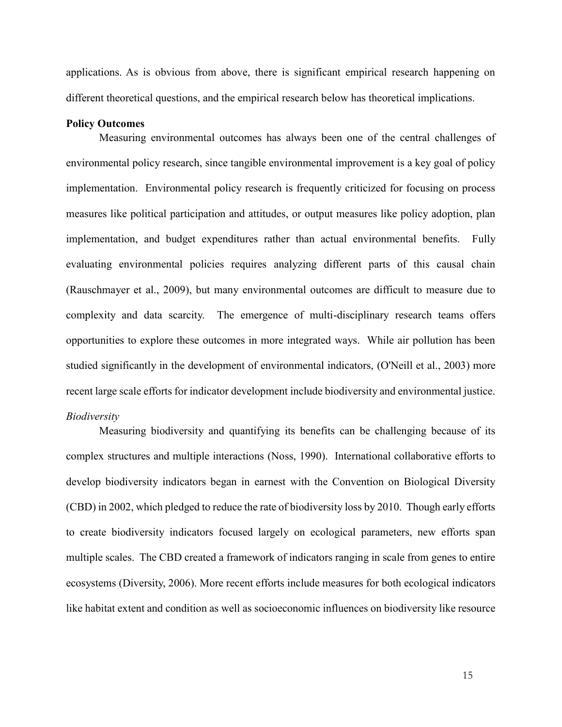applications. As is obvious from above, there is significant empirical research happening on different theoretical questions, and the empirical research below has theoretical implications.

**Policy Outcomes**

Measuring environmental outcomes has always been one of the central challenges of environmental policy research, since tangible environmental improvement is a key goal of policy implementation. Environmental policy research is frequently criticized for focusing on process measures like political participation and attitudes, or output measures like policy adoption, plan implementation, and budget expenditures rather than actual environmental benefits. Fully evaluating environmental policies requires analyzing different parts of this causal chain (Rauschmayer et al., 2009), but many environmental outcomes are difficult to measure due to complexity and data scarcity. The emergence of multi-disciplinary research teams offers opportunities to explore these outcomes in more integrated ways. While air pollution has been studied significantly in the development of environmental indicators, (O'Neill et al., 2003) more recent large scale efforts for indicator development include biodiversity and environmental justice.

*Biodiversity*

Measuring biodiversity and quantifying its benefits can be challenging because of its complex structures and multiple interactions (Noss, 1990). International collaborative efforts to develop biodiversity indicators began in earnest with the Convention on Biological Diversity (CBD) in 2002, which pledged to reduce the rate of biodiversity loss by 2010. Though early efforts to create biodiversity indicators focused largely on ecological parameters, new efforts span multiple scales. The CBD created a framework of indicators ranging in scale from genes to entire ecosystems (Diversity, 2006). More recent efforts include measures for both ecological indicators like habitat extent and condition as well as socioeconomic influences on biodiversity like resource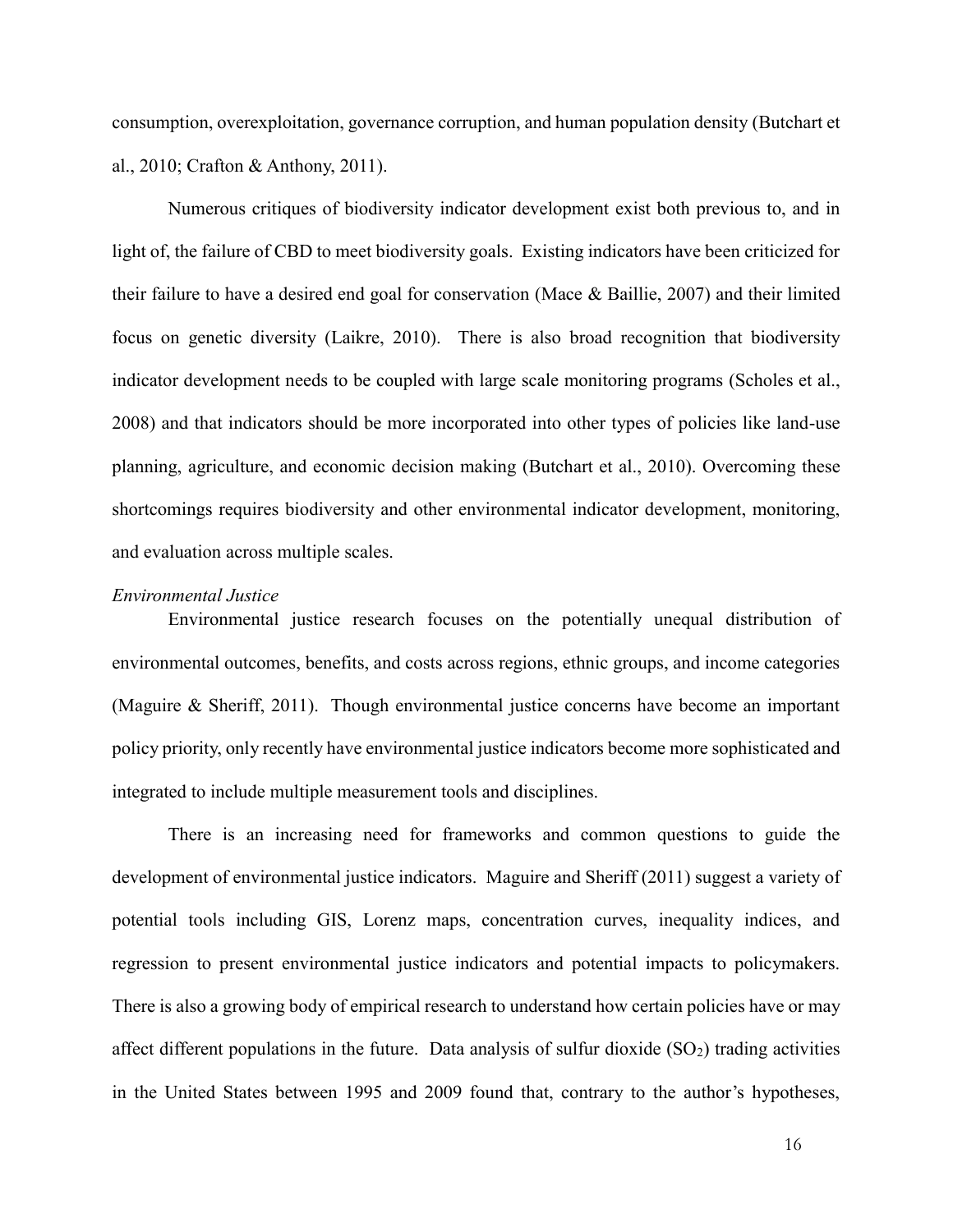consumption, overexploitation, governance corruption, and human population density (Butchart et al., 2010; Crafton & Anthony, 2011).

Numerous critiques of biodiversity indicator development exist both previous to, and in light of, the failure of CBD to meet biodiversity goals. Existing indicators have been criticized for their failure to have a desired end goal for conservation (Mace & Baillie, 2007) and their limited focus on genetic diversity (Laikre, 2010). There is also broad recognition that biodiversity indicator development needs to be coupled with large scale monitoring programs (Scholes et al., 2008) and that indicators should be more incorporated into other types of policies like land-use planning, agriculture, and economic decision making (Butchart et al., 2010). Overcoming these shortcomings requires biodiversity and other environmental indicator development, monitoring, and evaluation across multiple scales.

*Environmental Justice*

Environmental justice research focuses on the potentially unequal distribution of environmental outcomes, benefits, and costs across regions, ethnic groups, and income categories (Maguire & Sheriff, 2011). Though environmental justice concerns have become an important policy priority, only recently have environmental justice indicators become more sophisticated and integrated to include multiple measurement tools and disciplines.

There is an increasing need for frameworks and common questions to guide the development of environmental justice indicators. Maguire and Sheriff (2011) suggest a variety of potential tools including GIS, Lorenz maps, concentration curves, inequality indices, and regression to present environmental justice indicators and potential impacts to policymakers. There is also a growing body of empirical research to understand how certain policies have or may affect different populations in the future. Data analysis of sulfur dioxide ($SO_2$) trading activities in the United States between 1995 and 2009 found that, contrary to the author's hypotheses,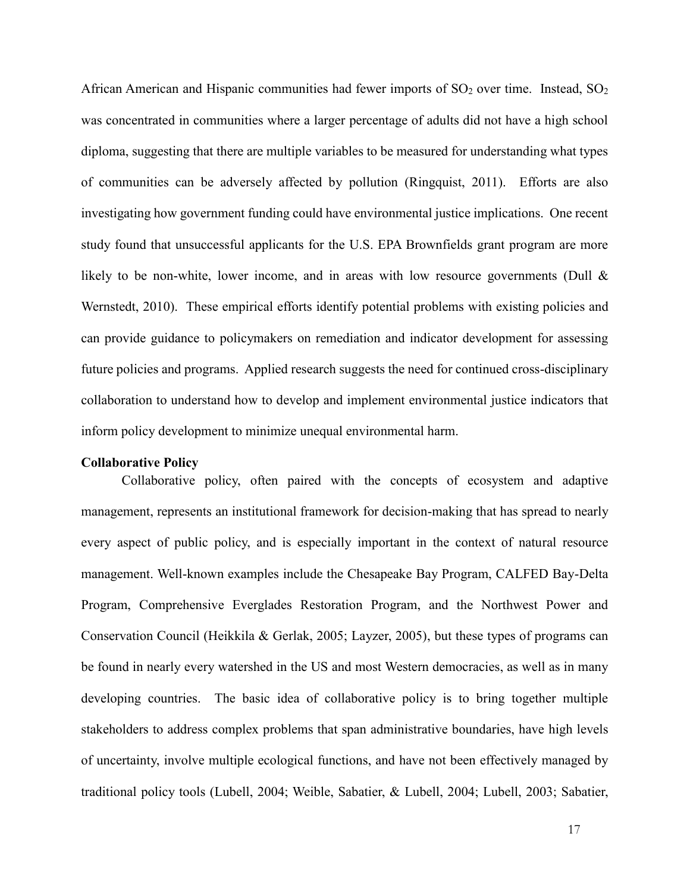African American and Hispanic communities had fewer imports of $SO_2$ over time. Instead, $SO_2$ was concentrated in communities where a larger percentage of adults did not have a high school diploma, suggesting that there are multiple variables to be measured for understanding what types of communities can be adversely affected by pollution (Ringquist, 2011). Efforts are also investigating how government funding could have environmental justice implications. One recent study found that unsuccessful applicants for the U.S. EPA Brownfields grant program are more likely to be non-white, lower income, and in areas with low resource governments (Dull & Wernstedt, 2010). These empirical efforts identify potential problems with existing policies and can provide guidance to policymakers on remediation and indicator development for assessing future policies and programs. Applied research suggests the need for continued cross-disciplinary collaboration to understand how to develop and implement environmental justice indicators that inform policy development to minimize unequal environmental harm.

**Collaborative Policy**

Collaborative policy, often paired with the concepts of ecosystem and adaptive management, represents an institutional framework for decision-making that has spread to nearly every aspect of public policy, and is especially important in the context of natural resource management. Well-known examples include the Chesapeake Bay Program, CALFED Bay-Delta Program, Comprehensive Everglades Restoration Program, and the Northwest Power and Conservation Council (Heikkila & Gerlak, 2005; Layzer, 2005), but these types of programs can be found in nearly every watershed in the US and most Western democracies, as well as in many developing countries. The basic idea of collaborative policy is to bring together multiple stakeholders to address complex problems that span administrative boundaries, have high levels of uncertainty, involve multiple ecological functions, and have not been effectively managed by traditional policy tools (Lubell, 2004; Weible, Sabatier, & Lubell, 2004; Lubell, 2003; Sabatier,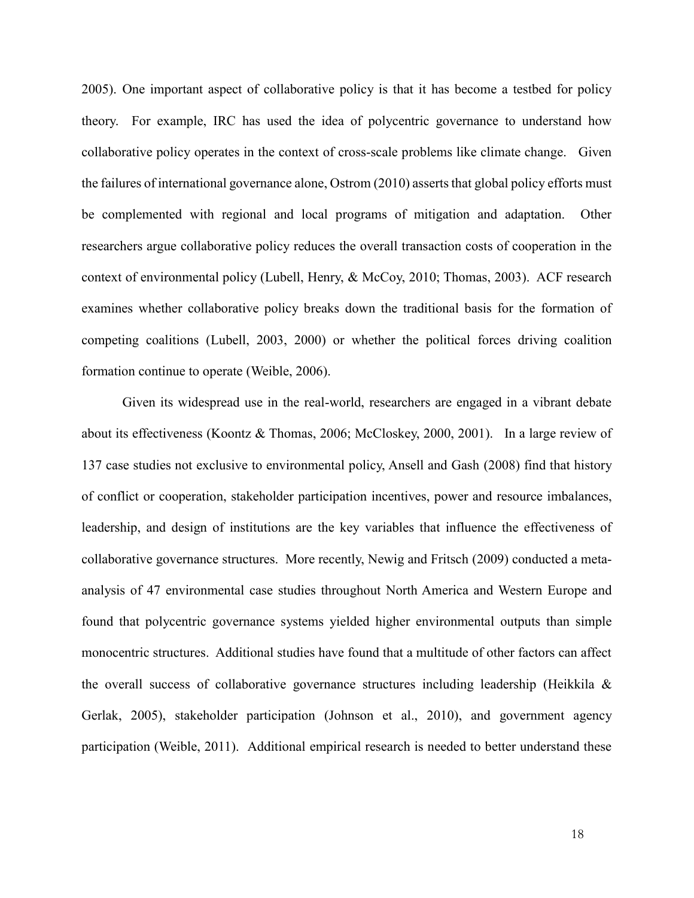2005). One important aspect of collaborative policy is that it has become a testbed for policy theory. For example, IRC has used the idea of polycentric governance to understand how collaborative policy operates in the context of cross-scale problems like climate change. Given the failures of international governance alone, Ostrom (2010) asserts that global policy efforts must be complemented with regional and local programs of mitigation and adaptation. Other researchers argue collaborative policy reduces the overall transaction costs of cooperation in the context of environmental policy (Lubell, Henry, & McCoy, 2010; Thomas, 2003). ACF research examines whether collaborative policy breaks down the traditional basis for the formation of competing coalitions (Lubell, 2003, 2000) or whether the political forces driving coalition formation continue to operate (Weible, 2006).

Given its widespread use in the real-world, researchers are engaged in a vibrant debate about its effectiveness (Koontz & Thomas, 2006; McCloskey, 2000, 2001). In a large review of 137 case studies not exclusive to environmental policy, Ansell and Gash (2008) find that history of conflict or cooperation, stakeholder participation incentives, power and resource imbalances, leadership, and design of institutions are the key variables that influence the effectiveness of collaborative governance structures. More recently, Newig and Fritsch (2009) conducted a meta-analysis of 47 environmental case studies throughout North America and Western Europe and found that polycentric governance systems yielded higher environmental outputs than simple monocentric structures. Additional studies have found that a multitude of other factors can affect the overall success of collaborative governance structures including leadership (Heikkila & Gerlak, 2005), stakeholder participation (Johnson et al., 2010), and government agency participation (Weible, 2011). Additional empirical research is needed to better understand these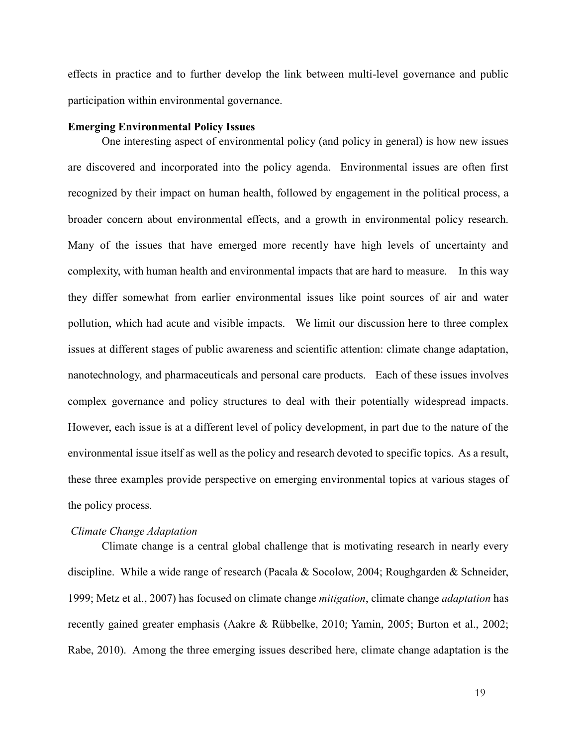effects in practice and to further develop the link between multi-level governance and public participation within environmental governance.

## Emerging Environmental Policy Issues

One interesting aspect of environmental policy (and policy in general) is how new issues are discovered and incorporated into the policy agenda. Environmental issues are often first recognized by their impact on human health, followed by engagement in the political process, a broader concern about environmental effects, and a growth in environmental policy research. Many of the issues that have emerged more recently have high levels of uncertainty and complexity, with human health and environmental impacts that are hard to measure. In this way they differ somewhat from earlier environmental issues like point sources of air and water pollution, which had acute and visible impacts. We limit our discussion here to three complex issues at different stages of public awareness and scientific attention: climate change adaptation, nanotechnology, and pharmaceuticals and personal care products. Each of these issues involves complex governance and policy structures to deal with their potentially widespread impacts. However, each issue is at a different level of policy development, in part due to the nature of the environmental issue itself as well as the policy and research devoted to specific topics. As a result, these three examples provide perspective on emerging environmental topics at various stages of the policy process.

### *Climate Change Adaptation*

Climate change is a central global challenge that is motivating research in nearly every discipline. While a wide range of research (Pacala & Socolow, 2004; Roughgarden & Schneider, 1999; Metz et al., 2007) has focused on climate change *mitigation*, climate change *adaptation* has recently gained greater emphasis (Aakre & Rübbelke, 2010; Yamin, 2005; Burton et al., 2002; Rabe, 2010). Among the three emerging issues described here, climate change adaptation is the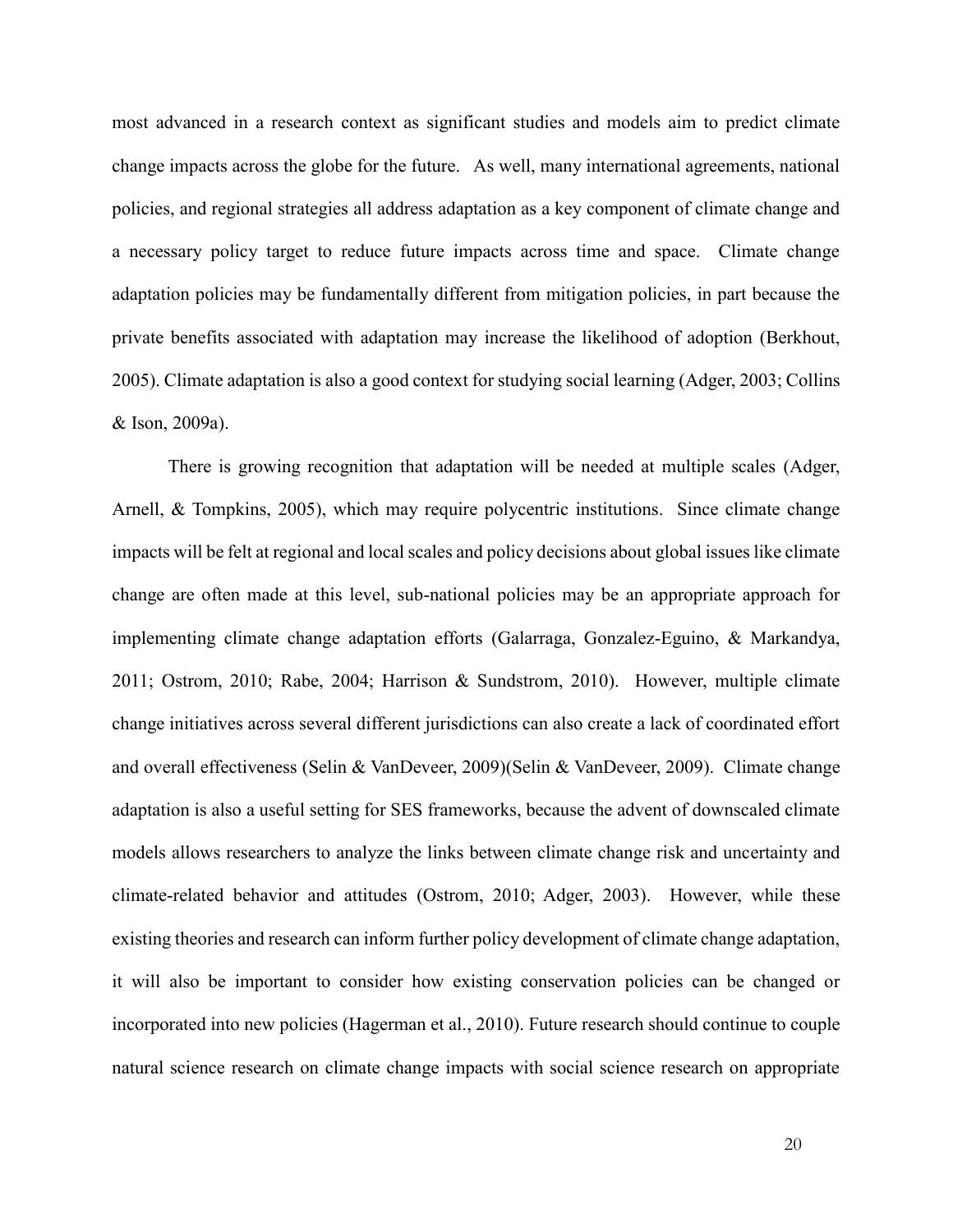most advanced in a research context as significant studies and models aim to predict climate change impacts across the globe for the future. As well, many international agreements, national policies, and regional strategies all address adaptation as a key component of climate change and a necessary policy target to reduce future impacts across time and space. Climate change adaptation policies may be fundamentally different from mitigation policies, in part because the private benefits associated with adaptation may increase the likelihood of adoption (Berkhout, 2005). Climate adaptation is also a good context for studying social learning (Adger, 2003; Collins & Ison, 2009a).

There is growing recognition that adaptation will be needed at multiple scales (Adger, Arnell, & Tompkins, 2005), which may require polycentric institutions. Since climate change impacts will be felt at regional and local scales and policy decisions about global issues like climate change are often made at this level, sub-national policies may be an appropriate approach for implementing climate change adaptation efforts (Galarraga, Gonzalez-Eguino, & Markandya, 2011; Ostrom, 2010; Rabe, 2004; Harrison & Sundstrom, 2010). However, multiple climate change initiatives across several different jurisdictions can also create a lack of coordinated effort and overall effectiveness (Selin & VanDeveer, 2009)(Selin & VanDeveer, 2009). Climate change adaptation is also a useful setting for SES frameworks, because the advent of downscaled climate models allows researchers to analyze the links between climate change risk and uncertainty and climate-related behavior and attitudes (Ostrom, 2010; Adger, 2003). However, while these existing theories and research can inform further policy development of climate change adaptation, it will also be important to consider how existing conservation policies can be changed or incorporated into new policies (Hagerman et al., 2010). Future research should continue to couple natural science research on climate change impacts with social science research on appropriate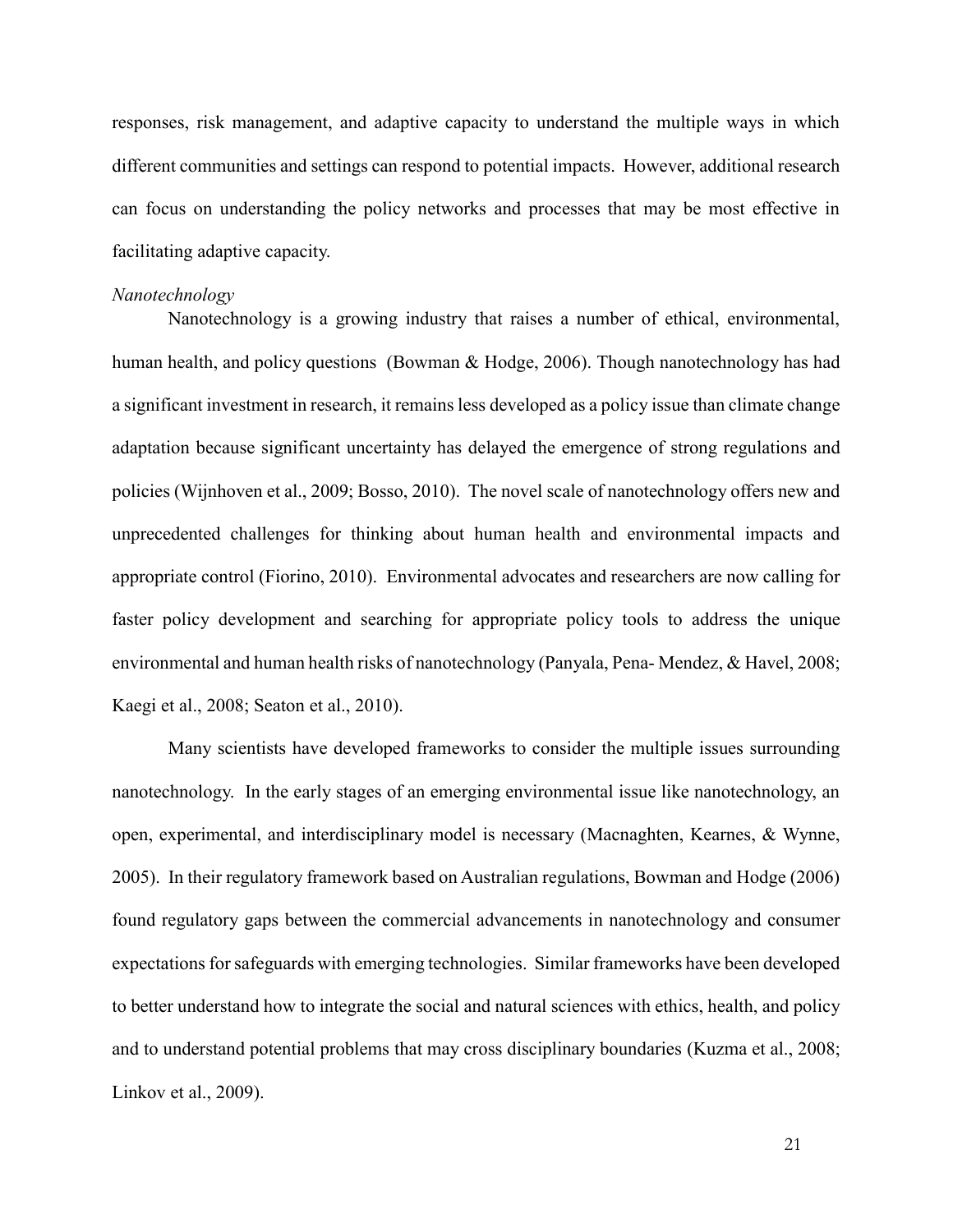responses, risk management, and adaptive capacity to understand the multiple ways in which different communities and settings can respond to potential impacts. However, additional research can focus on understanding the policy networks and processes that may be most effective in facilitating adaptive capacity.

*Nanotechnology*

Nanotechnology is a growing industry that raises a number of ethical, environmental, human health, and policy questions (Bowman & Hodge, 2006). Though nanotechnology has had a significant investment in research, it remains less developed as a policy issue than climate change adaptation because significant uncertainty has delayed the emergence of strong regulations and policies (Wijnhoven et al., 2009; Bosso, 2010). The novel scale of nanotechnology offers new and unprecedented challenges for thinking about human health and environmental impacts and appropriate control (Fiorino, 2010). Environmental advocates and researchers are now calling for faster policy development and searching for appropriate policy tools to address the unique environmental and human health risks of nanotechnology (Panyala, Pena- Mendez, & Havel, 2008; Kaegi et al., 2008; Seaton et al., 2010).

Many scientists have developed frameworks to consider the multiple issues surrounding nanotechnology. In the early stages of an emerging environmental issue like nanotechnology, an open, experimental, and interdisciplinary model is necessary (Macnaghten, Kearnes, & Wynne, 2005). In their regulatory framework based on Australian regulations, Bowman and Hodge (2006) found regulatory gaps between the commercial advancements in nanotechnology and consumer expectations for safeguards with emerging technologies. Similar frameworks have been developed to better understand how to integrate the social and natural sciences with ethics, health, and policy and to understand potential problems that may cross disciplinary boundaries (Kuzma et al., 2008; Linkov et al., 2009).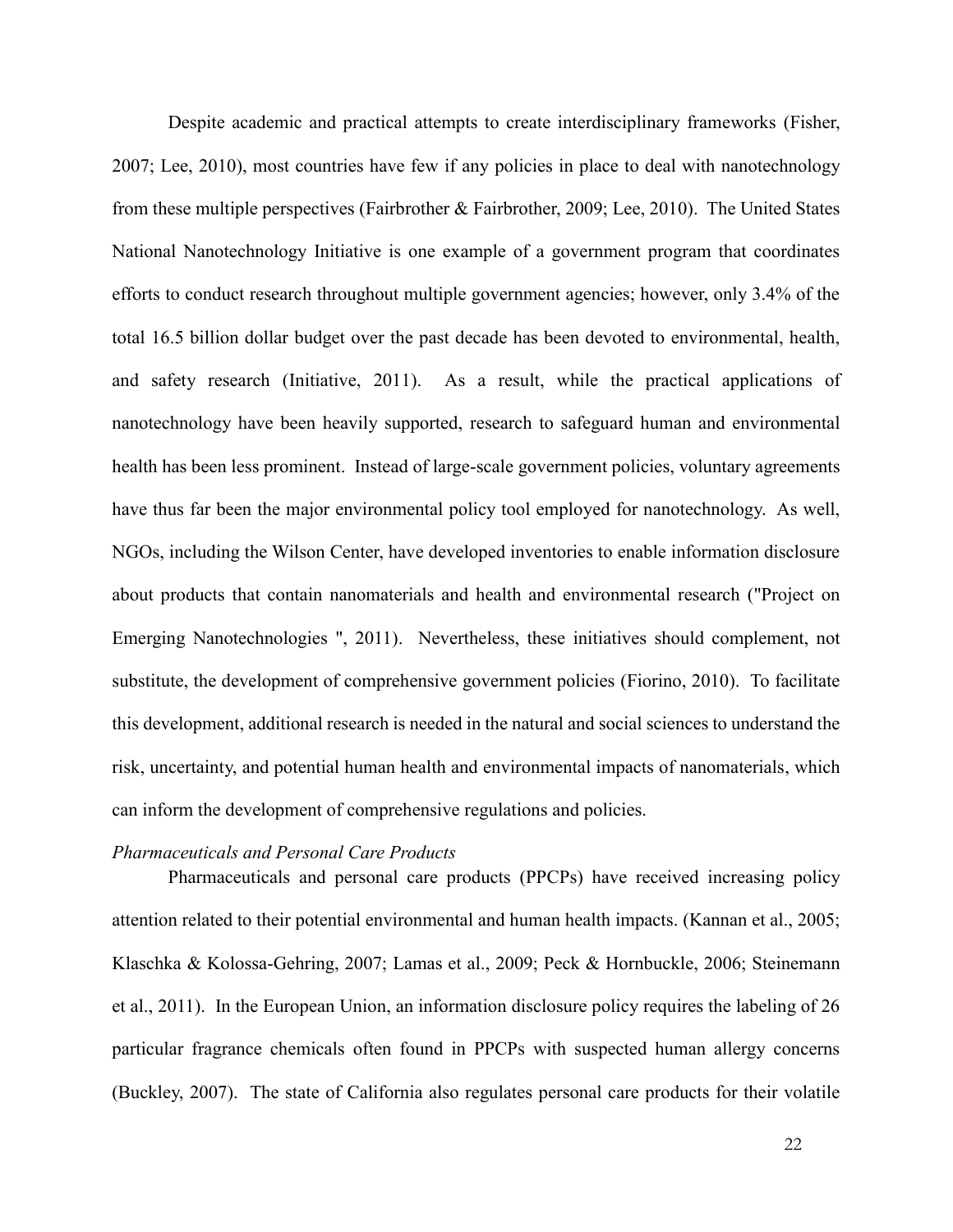Despite academic and practical attempts to create interdisciplinary frameworks (Fisher, 2007; Lee, 2010), most countries have few if any policies in place to deal with nanotechnology from these multiple perspectives (Fairbrother & Fairbrother, 2009; Lee, 2010). The United States National Nanotechnology Initiative is one example of a government program that coordinates efforts to conduct research throughout multiple government agencies; however, only 3.4% of the total 16.5 billion dollar budget over the past decade has been devoted to environmental, health, and safety research (Initiative, 2011). As a result, while the practical applications of nanotechnology have been heavily supported, research to safeguard human and environmental health has been less prominent. Instead of large-scale government policies, voluntary agreements have thus far been the major environmental policy tool employed for nanotechnology. As well, NGOs, including the Wilson Center, have developed inventories to enable information disclosure about products that contain nanomaterials and health and environmental research ("Project on Emerging Nanotechnologies ", 2011). Nevertheless, these initiatives should complement, not substitute, the development of comprehensive government policies (Fiorino, 2010). To facilitate this development, additional research is needed in the natural and social sciences to understand the risk, uncertainty, and potential human health and environmental impacts of nanomaterials, which can inform the development of comprehensive regulations and policies.

*Pharmaceuticals and Personal Care Products*

Pharmaceuticals and personal care products (PPCPs) have received increasing policy attention related to their potential environmental and human health impacts. (Kannan et al., 2005; Klaschka & Kolossa-Gehring, 2007; Lamas et al., 2009; Peck & Hornbuckle, 2006; Steinemann et al., 2011). In the European Union, an information disclosure policy requires the labeling of 26 particular fragrance chemicals often found in PPCPs with suspected human allergy concerns (Buckley, 2007). The state of California also regulates personal care products for their volatile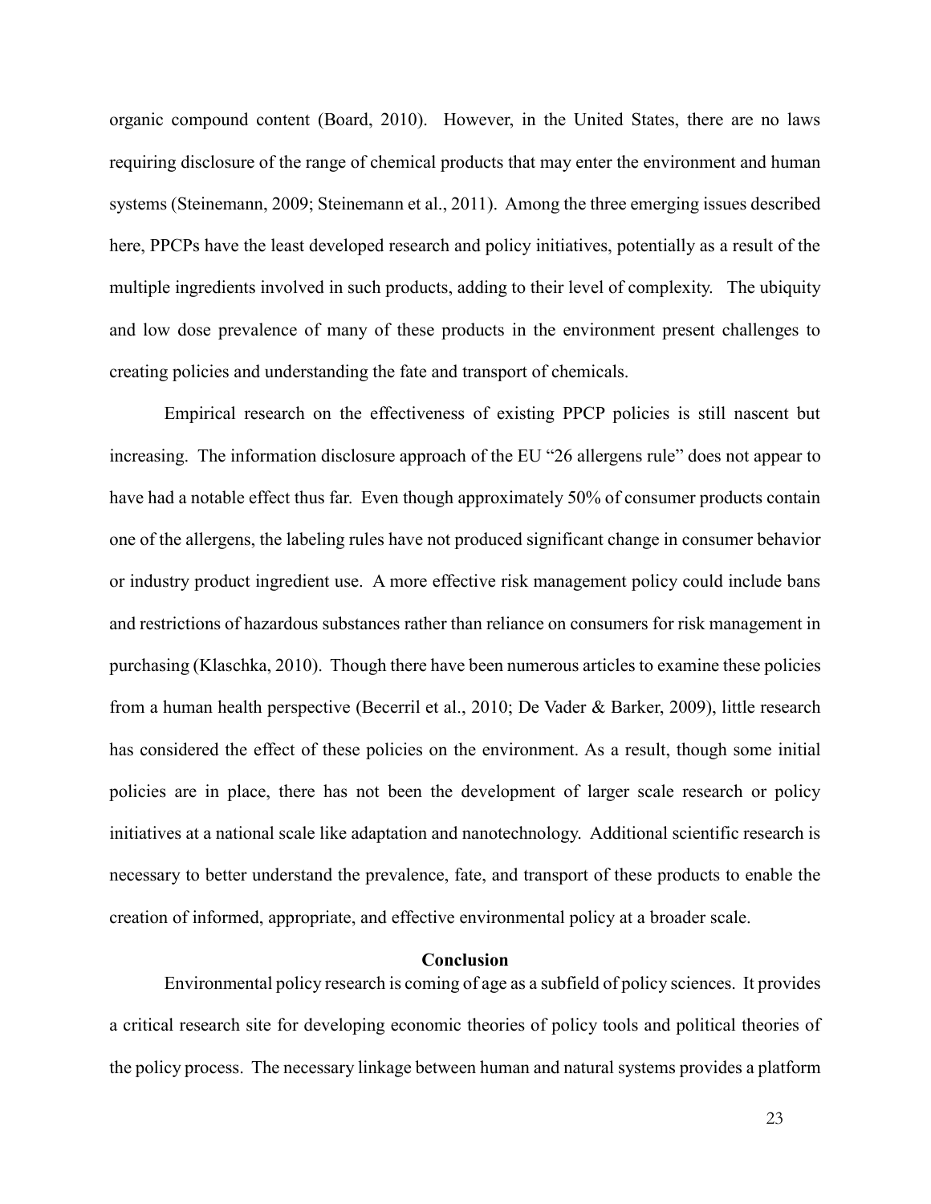organic compound content (Board, 2010). However, in the United States, there are no laws requiring disclosure of the range of chemical products that may enter the environment and human systems (Steinemann, 2009; Steinemann et al., 2011). Among the three emerging issues described here, PPCPs have the least developed research and policy initiatives, potentially as a result of the multiple ingredients involved in such products, adding to their level of complexity. The ubiquity and low dose prevalence of many of these products in the environment present challenges to creating policies and understanding the fate and transport of chemicals.

Empirical research on the effectiveness of existing PPCP policies is still nascent but increasing. The information disclosure approach of the EU "26 allergens rule" does not appear to have had a notable effect thus far. Even though approximately 50% of consumer products contain one of the allergens, the labeling rules have not produced significant change in consumer behavior or industry product ingredient use. A more effective risk management policy could include bans and restrictions of hazardous substances rather than reliance on consumers for risk management in purchasing (Klaschka, 2010). Though there have been numerous articles to examine these policies from a human health perspective (Becerril et al., 2010; De Vader & Barker, 2009), little research has considered the effect of these policies on the environment. As a result, though some initial policies are in place, there has not been the development of larger scale research or policy initiatives at a national scale like adaptation and nanotechnology. Additional scientific research is necessary to better understand the prevalence, fate, and transport of these products to enable the creation of informed, appropriate, and effective environmental policy at a broader scale.

## Conclusion

Environmental policy research is coming of age as a subfield of policy sciences. It provides a critical research site for developing economic theories of policy tools and political theories of the policy process. The necessary linkage between human and natural systems provides a platform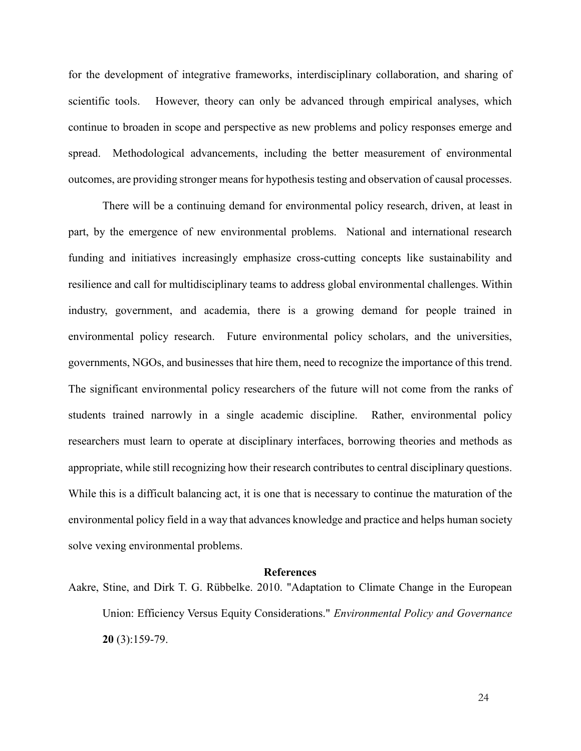for the development of integrative frameworks, interdisciplinary collaboration, and sharing of scientific tools. However, theory can only be advanced through empirical analyses, which continue to broaden in scope and perspective as new problems and policy responses emerge and spread. Methodological advancements, including the better measurement of environmental outcomes, are providing stronger means for hypothesis testing and observation of causal processes.

There will be a continuing demand for environmental policy research, driven, at least in part, by the emergence of new environmental problems. National and international research funding and initiatives increasingly emphasize cross-cutting concepts like sustainability and resilience and call for multidisciplinary teams to address global environmental challenges. Within industry, government, and academia, there is a growing demand for people trained in environmental policy research. Future environmental policy scholars, and the universities, governments, NGOs, and businesses that hire them, need to recognize the importance of this trend. The significant environmental policy researchers of the future will not come from the ranks of students trained narrowly in a single academic discipline. Rather, environmental policy researchers must learn to operate at disciplinary interfaces, borrowing theories and methods as appropriate, while still recognizing how their research contributes to central disciplinary questions. While this is a difficult balancing act, it is one that is necessary to continue the maturation of the environmental policy field in a way that advances knowledge and practice and helps human society solve vexing environmental problems.

## References

Aakre, Stine, and Dirk T. G. Rübbelke. 2010. "Adaptation to Climate Change in the European Union: Efficiency Versus Equity Considerations." *Environmental Policy and Governance* **20** (3):159-79.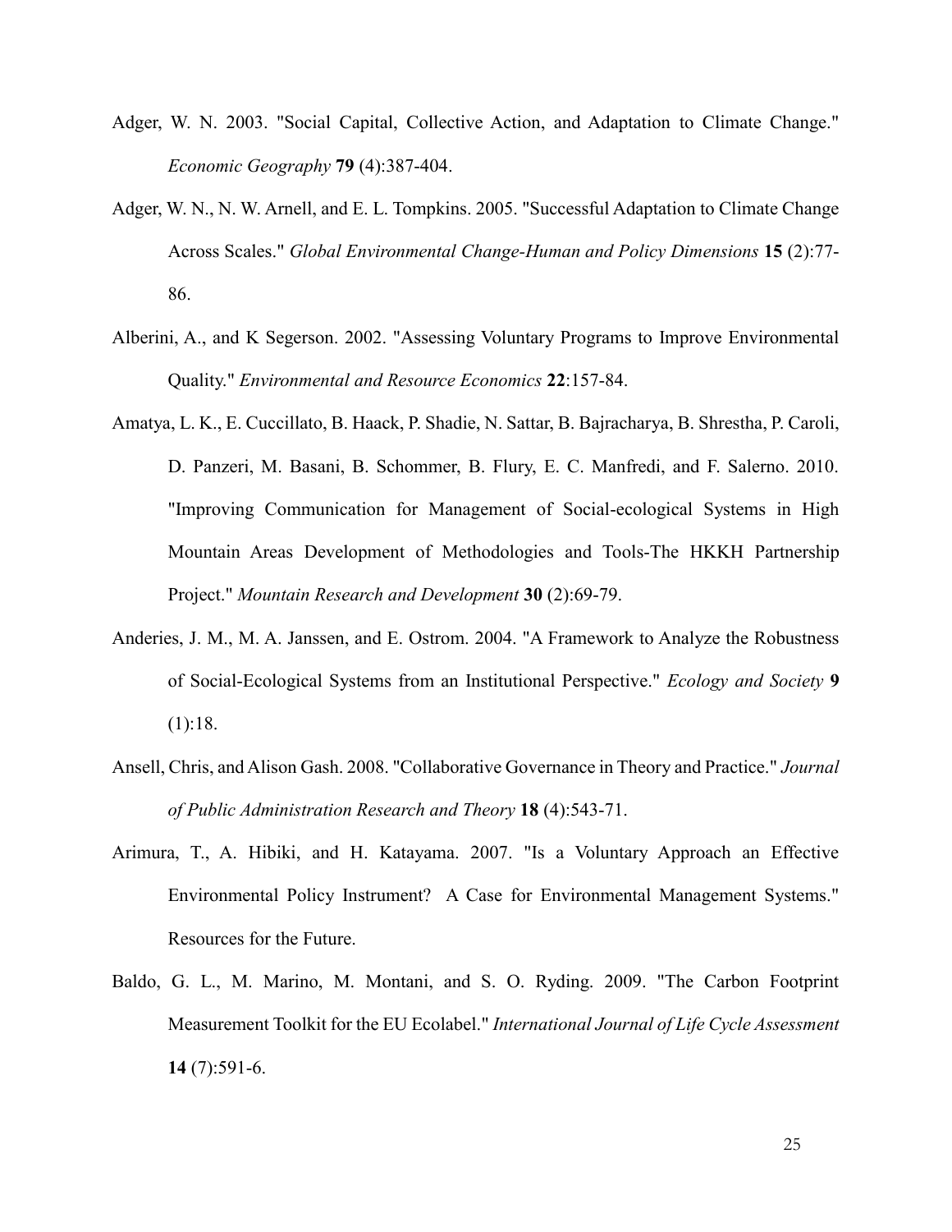Adger, W. N. 2003. "Social Capital, Collective Action, and Adaptation to Climate Change." *Economic Geography* **79** (4):387-404.

Adger, W. N., N. W. Arnell, and E. L. Tompkins. 2005. "Successful Adaptation to Climate Change Across Scales." *Global Environmental Change-Human and Policy Dimensions* **15** (2):77-86.

Alberini, A., and K Segerson. 2002. "Assessing Voluntary Programs to Improve Environmental Quality." *Environmental and Resource Economics* **22**:157-84.

Amatya, L. K., E. Cuccillato, B. Haack, P. Shadie, N. Sattar, B. Bajracharya, B. Shrestha, P. Caroli, D. Panzeri, M. Basani, B. Schommer, B. Flury, E. C. Manfredi, and F. Salerno. 2010. "Improving Communication for Management of Social-ecological Systems in High Mountain Areas Development of Methodologies and Tools-The HKKH Partnership Project." *Mountain Research and Development* **30** (2):69-79.

Anderies, J. M., M. A. Janssen, and E. Ostrom. 2004. "A Framework to Analyze the Robustness of Social-Ecological Systems from an Institutional Perspective." *Ecology and Society* **9** (1):18.

Ansell, Chris, and Alison Gash. 2008. "Collaborative Governance in Theory and Practice." *Journal of Public Administration Research and Theory* **18** (4):543-71.

Arimura, T., A. Hibiki, and H. Katayama. 2007. "Is a Voluntary Approach an Effective Environmental Policy Instrument? A Case for Environmental Management Systems." Resources for the Future.

Baldo, G. L., M. Marino, M. Montani, and S. O. Ryding. 2009. "The Carbon Footprint Measurement Toolkit for the EU Ecolabel." *International Journal of Life Cycle Assessment* **14** (7):591-6.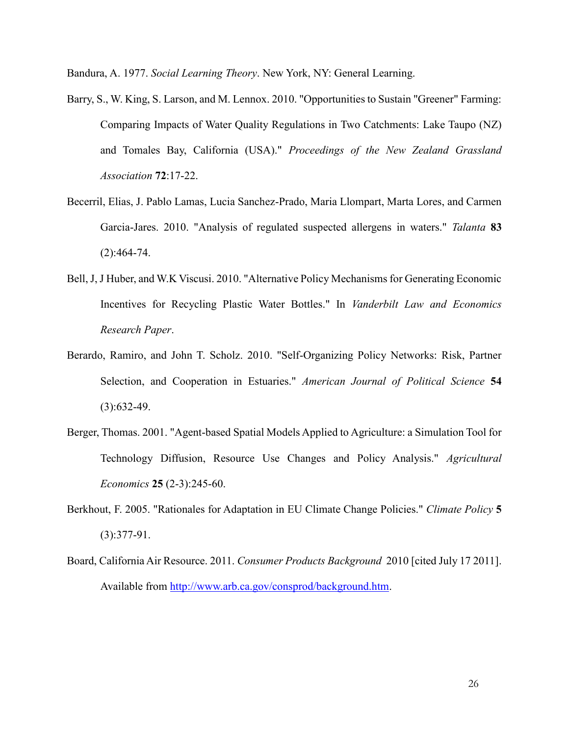Bandura, A. 1977. *Social Learning Theory*. New York, NY: General Learning.

Barry, S., W. King, S. Larson, and M. Lennox. 2010. "Opportunities to Sustain "Greener" Farming: Comparing Impacts of Water Quality Regulations in Two Catchments: Lake Taupo (NZ) and Tomales Bay, California (USA)." *Proceedings of the New Zealand Grassland Association* **72**:17-22.

Becerril, Elias, J. Pablo Lamas, Lucia Sanchez-Prado, Maria Llompart, Marta Lores, and Carmen Garcia-Jares. 2010. "Analysis of regulated suspected allergens in waters." *Talanta* **83** (2):464-74.

Bell, J, J Huber, and W.K Viscusi. 2010. "Alternative Policy Mechanisms for Generating Economic Incentives for Recycling Plastic Water Bottles." In *Vanderbilt Law and Economics Research Paper*.

Berardo, Ramiro, and John T. Scholz. 2010. "Self-Organizing Policy Networks: Risk, Partner Selection, and Cooperation in Estuaries." *American Journal of Political Science* **54** (3):632-49.

Berger, Thomas. 2001. "Agent-based Spatial Models Applied to Agriculture: a Simulation Tool for Technology Diffusion, Resource Use Changes and Policy Analysis." *Agricultural Economics* **25** (2-3):245-60.

Berkhout, F. 2005. "Rationales for Adaptation in EU Climate Change Policies." *Climate Policy* **5** (3):377-91.

Board, California Air Resource. 2011. *Consumer Products Background* 2010 [cited July 17 2011]. Available from http://www.arb.ca.gov/consprod/background.htm.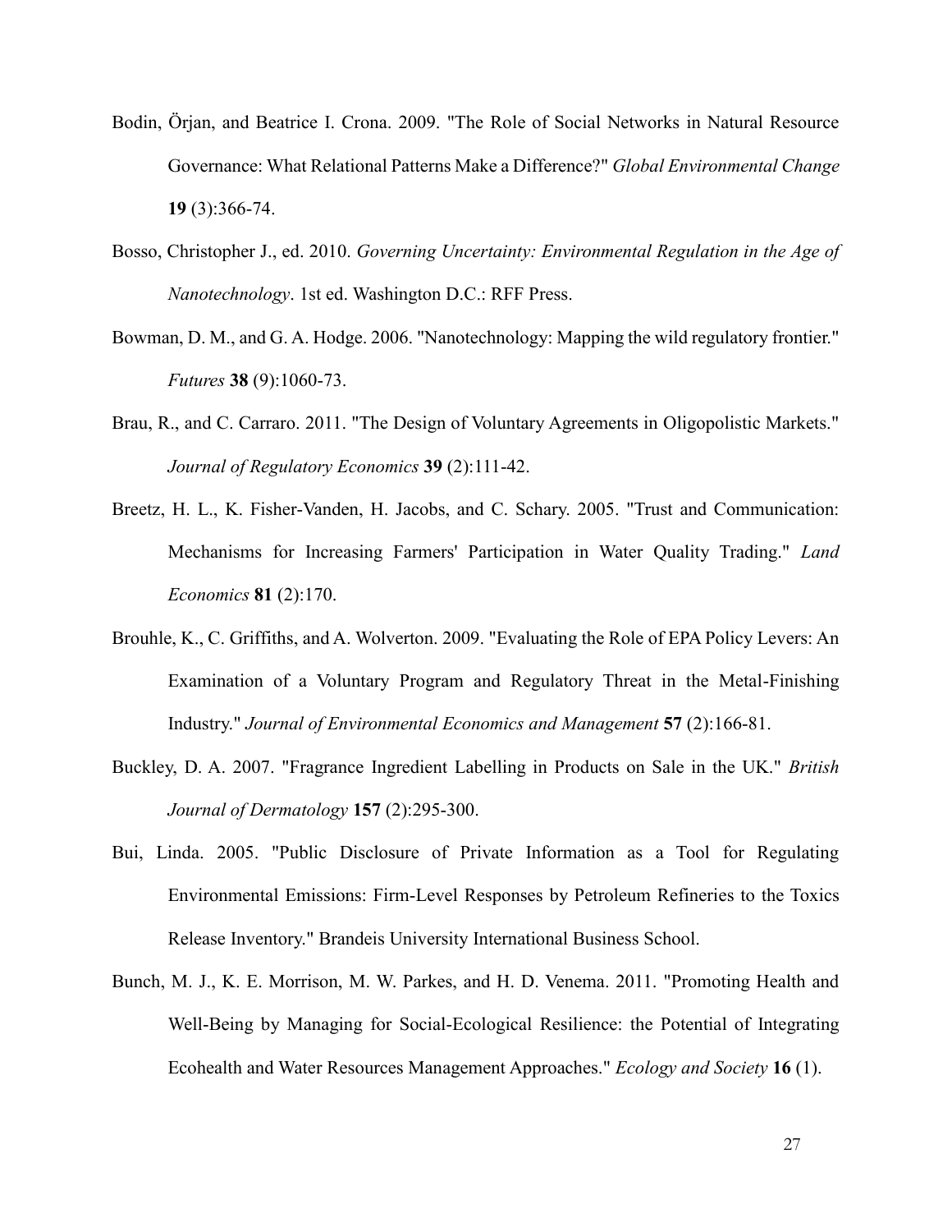Bodin, Örjan, and Beatrice I. Crona. 2009. "The Role of Social Networks in Natural Resource Governance: What Relational Patterns Make a Difference?" *Global Environmental Change* **19** (3):366-74.

Bosso, Christopher J., ed. 2010. *Governing Uncertainty: Environmental Regulation in the Age of Nanotechnology*. 1st ed. Washington D.C.: RFF Press.

Bowman, D. M., and G. A. Hodge. 2006. "Nanotechnology: Mapping the wild regulatory frontier." *Futures* **38** (9):1060-73.

Brau, R., and C. Carraro. 2011. "The Design of Voluntary Agreements in Oligopolistic Markets." *Journal of Regulatory Economics* **39** (2):111-42.

Breetz, H. L., K. Fisher-Vanden, H. Jacobs, and C. Schary. 2005. "Trust and Communication: Mechanisms for Increasing Farmers' Participation in Water Quality Trading." *Land Economics* **81** (2):170.

Brouhle, K., C. Griffiths, and A. Wolverton. 2009. "Evaluating the Role of EPA Policy Levers: An Examination of a Voluntary Program and Regulatory Threat in the Metal-Finishing Industry." *Journal of Environmental Economics and Management* **57** (2):166-81.

Buckley, D. A. 2007. "Fragrance Ingredient Labelling in Products on Sale in the UK." *British Journal of Dermatology* **157** (2):295-300.

Bui, Linda. 2005. "Public Disclosure of Private Information as a Tool for Regulating Environmental Emissions: Firm-Level Responses by Petroleum Refineries to the Toxics Release Inventory." Brandeis University International Business School.

Bunch, M. J., K. E. Morrison, M. W. Parkes, and H. D. Venema. 2011. "Promoting Health and Well-Being by Managing for Social-Ecological Resilience: the Potential of Integrating Ecohealth and Water Resources Management Approaches." *Ecology and Society* **16** (1).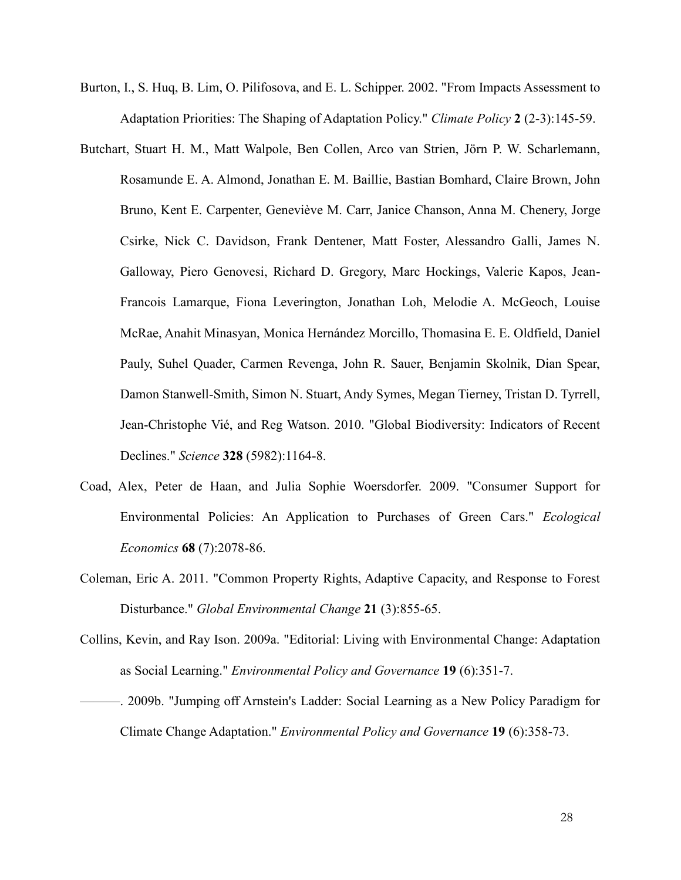Burton, I., S. Huq, B. Lim, O. Pilifosova, and E. L. Schipper. 2002. "From Impacts Assessment to Adaptation Priorities: The Shaping of Adaptation Policy." *Climate Policy* **2** (2-3):145-59.

Butchart, Stuart H. M., Matt Walpole, Ben Collen, Arco van Strien, Jörn P. W. Scharlemann, Rosamunde E. A. Almond, Jonathan E. M. Baillie, Bastian Bomhard, Claire Brown, John Bruno, Kent E. Carpenter, Geneviève M. Carr, Janice Chanson, Anna M. Chenery, Jorge Csirke, Nick C. Davidson, Frank Dentener, Matt Foster, Alessandro Galli, James N. Galloway, Piero Genovesi, Richard D. Gregory, Marc Hockings, Valerie Kapos, Jean-Francois Lamarque, Fiona Leverington, Jonathan Loh, Melodie A. McGeoch, Louise McRae, Anahit Minasyan, Monica Hernández Morcillo, Thomasina E. E. Oldfield, Daniel Pauly, Suhel Quader, Carmen Revenga, John R. Sauer, Benjamin Skolnik, Dian Spear, Damon Stanwell-Smith, Simon N. Stuart, Andy Symes, Megan Tierney, Tristan D. Tyrrell, Jean-Christophe Vié, and Reg Watson. 2010. "Global Biodiversity: Indicators of Recent Declines." *Science* **328** (5982):1164-8.

Coad, Alex, Peter de Haan, and Julia Sophie Woersdorfer. 2009. "Consumer Support for Environmental Policies: An Application to Purchases of Green Cars." *Ecological Economics* **68** (7):2078-86.

Coleman, Eric A. 2011. "Common Property Rights, Adaptive Capacity, and Response to Forest Disturbance." *Global Environmental Change* **21** (3):855-65.

Collins, Kevin, and Ray Ison. 2009a. "Editorial: Living with Environmental Change: Adaptation as Social Learning." *Environmental Policy and Governance* **19** (6):351-7.

———. 2009b. "Jumping off Arnstein's Ladder: Social Learning as a New Policy Paradigm for Climate Change Adaptation." *Environmental Policy and Governance* **19** (6):358-73.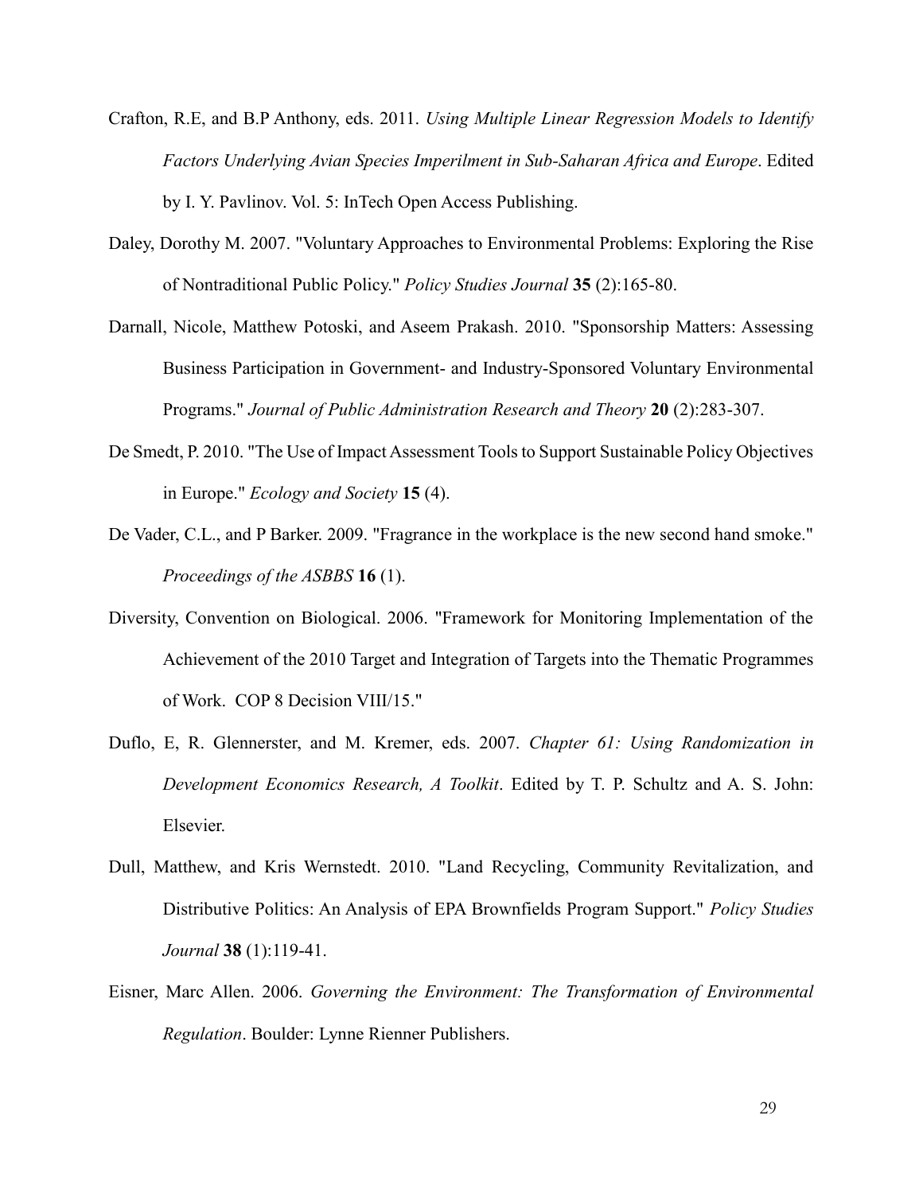Crafton, R.E, and B.P Anthony, eds. 2011. *Using Multiple Linear Regression Models to Identify Factors Underlying Avian Species Imperilment in Sub-Saharan Africa and Europe*. Edited by I. Y. Pavlinov. Vol. 5: InTech Open Access Publishing.

Daley, Dorothy M. 2007. "Voluntary Approaches to Environmental Problems: Exploring the Rise of Nontraditional Public Policy." *Policy Studies Journal* **35** (2):165-80.

Darnall, Nicole, Matthew Potoski, and Aseem Prakash. 2010. "Sponsorship Matters: Assessing Business Participation in Government- and Industry-Sponsored Voluntary Environmental Programs." *Journal of Public Administration Research and Theory* **20** (2):283-307.

De Smedt, P. 2010. "The Use of Impact Assessment Tools to Support Sustainable Policy Objectives in Europe." *Ecology and Society* **15** (4).

De Vader, C.L., and P Barker. 2009. "Fragrance in the workplace is the new second hand smoke." *Proceedings of the ASBBS* **16** (1).

Diversity, Convention on Biological. 2006. "Framework for Monitoring Implementation of the Achievement of the 2010 Target and Integration of Targets into the Thematic Programmes of Work. COP 8 Decision VIII/15."

Duflo, E, R. Glennerster, and M. Kremer, eds. 2007. *Chapter 61: Using Randomization in Development Economics Research, A Toolkit*. Edited by T. P. Schultz and A. S. John: Elsevier.

Dull, Matthew, and Kris Wernstedt. 2010. "Land Recycling, Community Revitalization, and Distributive Politics: An Analysis of EPA Brownfields Program Support." *Policy Studies Journal* **38** (1):119-41.

Eisner, Marc Allen. 2006. *Governing the Environment: The Transformation of Environmental Regulation*. Boulder: Lynne Rienner Publishers.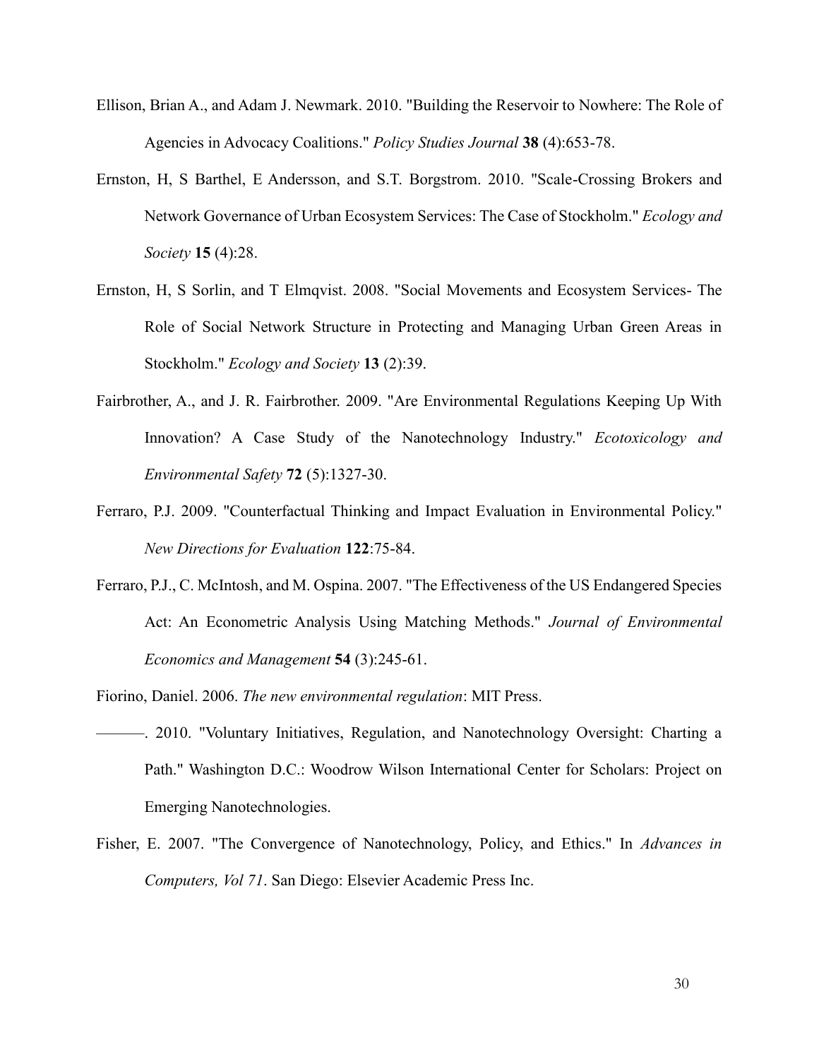Ellison, Brian A., and Adam J. Newmark. 2010. "Building the Reservoir to Nowhere: The Role of Agencies in Advocacy Coalitions." *Policy Studies Journal* **38** (4):653-78.

Ernston, H, S Barthel, E Andersson, and S.T. Borgstrom. 2010. "Scale-Crossing Brokers and Network Governance of Urban Ecosystem Services: The Case of Stockholm." *Ecology and Society* **15** (4):28.

Ernston, H, S Sorlin, and T Elmqvist. 2008. "Social Movements and Ecosystem Services- The Role of Social Network Structure in Protecting and Managing Urban Green Areas in Stockholm." *Ecology and Society* **13** (2):39.

Fairbrother, A., and J. R. Fairbrother. 2009. "Are Environmental Regulations Keeping Up With Innovation? A Case Study of the Nanotechnology Industry." *Ecotoxicology and Environmental Safety* **72** (5):1327-30.

Ferraro, P.J. 2009. "Counterfactual Thinking and Impact Evaluation in Environmental Policy." *New Directions for Evaluation* **122**:75-84.

Ferraro, P.J., C. McIntosh, and M. Ospina. 2007. "The Effectiveness of the US Endangered Species Act: An Econometric Analysis Using Matching Methods." *Journal of Environmental Economics and Management* **54** (3):245-61.

Fiorino, Daniel. 2006. *The new environmental regulation*: MIT Press.

———. 2010. "Voluntary Initiatives, Regulation, and Nanotechnology Oversight: Charting a Path." Washington D.C.: Woodrow Wilson International Center for Scholars: Project on Emerging Nanotechnologies.

Fisher, E. 2007. "The Convergence of Nanotechnology, Policy, and Ethics." In *Advances in Computers, Vol 71*. San Diego: Elsevier Academic Press Inc.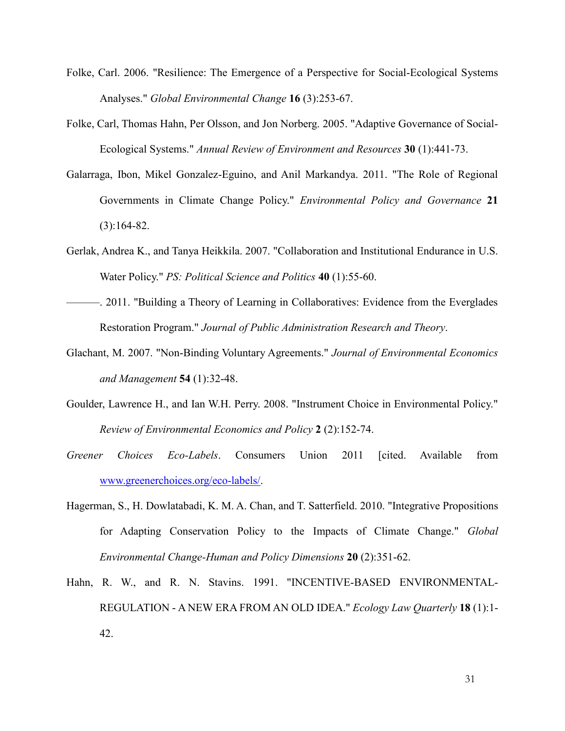Folke, Carl. 2006. "Resilience: The Emergence of a Perspective for Social-Ecological Systems Analyses." *Global Environmental Change* **16** (3):253-67.

Folke, Carl, Thomas Hahn, Per Olsson, and Jon Norberg. 2005. "Adaptive Governance of Social-Ecological Systems." *Annual Review of Environment and Resources* **30** (1):441-73.

Galarraga, Ibon, Mikel Gonzalez-Eguino, and Anil Markandya. 2011. "The Role of Regional Governments in Climate Change Policy." *Environmental Policy and Governance* **21** (3):164-82.

Gerlak, Andrea K., and Tanya Heikkila. 2007. "Collaboration and Institutional Endurance in U.S. Water Policy." *PS: Political Science and Politics* **40** (1):55-60.

———. 2011. "Building a Theory of Learning in Collaboratives: Evidence from the Everglades Restoration Program." *Journal of Public Administration Research and Theory*.

Glachant, M. 2007. "Non-Binding Voluntary Agreements." *Journal of Environmental Economics and Management* **54** (1):32-48.

Goulder, Lawrence H., and Ian W.H. Perry. 2008. "Instrument Choice in Environmental Policy." *Review of Environmental Economics and Policy* **2** (2):152-74.

*Greener Choices Eco-Labels*. Consumers Union 2011 [cited. Available from www.greenerchoices.org/eco-labels/.

Hagerman, S., H. Dowlatabadi, K. M. A. Chan, and T. Satterfield. 2010. "Integrative Propositions for Adapting Conservation Policy to the Impacts of Climate Change." *Global Environmental Change-Human and Policy Dimensions* **20** (2):351-62.

Hahn, R. W., and R. N. Stavins. 1991. "INCENTIVE-BASED ENVIRONMENTAL-REGULATION - A NEW ERA FROM AN OLD IDEA." *Ecology Law Quarterly* **18** (1):1-42.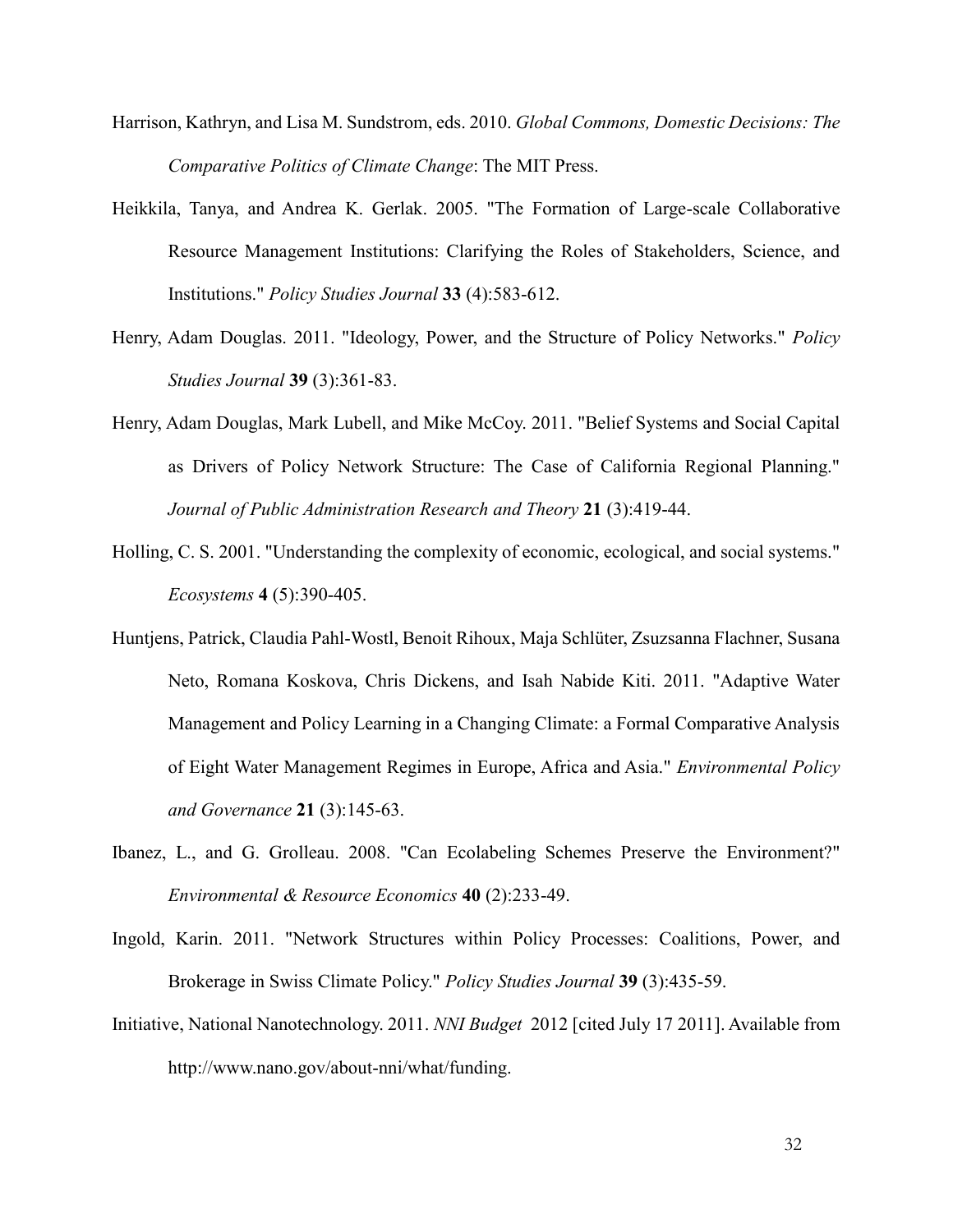Harrison, Kathryn, and Lisa M. Sundstrom, eds. 2010. *Global Commons, Domestic Decisions: The Comparative Politics of Climate Change*: The MIT Press.

Heikkila, Tanya, and Andrea K. Gerlak. 2005. "The Formation of Large-scale Collaborative Resource Management Institutions: Clarifying the Roles of Stakeholders, Science, and Institutions." *Policy Studies Journal* **33** (4):583-612.

Henry, Adam Douglas. 2011. "Ideology, Power, and the Structure of Policy Networks." *Policy Studies Journal* **39** (3):361-83.

Henry, Adam Douglas, Mark Lubell, and Mike McCoy. 2011. "Belief Systems and Social Capital as Drivers of Policy Network Structure: The Case of California Regional Planning." *Journal of Public Administration Research and Theory* **21** (3):419-44.

Holling, C. S. 2001. "Understanding the complexity of economic, ecological, and social systems." *Ecosystems* **4** (5):390-405.

Huntjens, Patrick, Claudia Pahl-Wostl, Benoit Rihoux, Maja Schlüter, Zsuzsanna Flachner, Susana Neto, Romana Koskova, Chris Dickens, and Isah Nabide Kiti. 2011. "Adaptive Water Management and Policy Learning in a Changing Climate: a Formal Comparative Analysis of Eight Water Management Regimes in Europe, Africa and Asia." *Environmental Policy and Governance* **21** (3):145-63.

Ibanez, L., and G. Grolleau. 2008. "Can Ecolabeling Schemes Preserve the Environment?" *Environmental & Resource Economics* **40** (2):233-49.

Ingold, Karin. 2011. "Network Structures within Policy Processes: Coalitions, Power, and Brokerage in Swiss Climate Policy." *Policy Studies Journal* **39** (3):435-59.

Initiative, National Nanotechnology. 2011. *NNI Budget* 2012 [cited July 17 2011]. Available from http://www.nano.gov/about-nni/what/funding.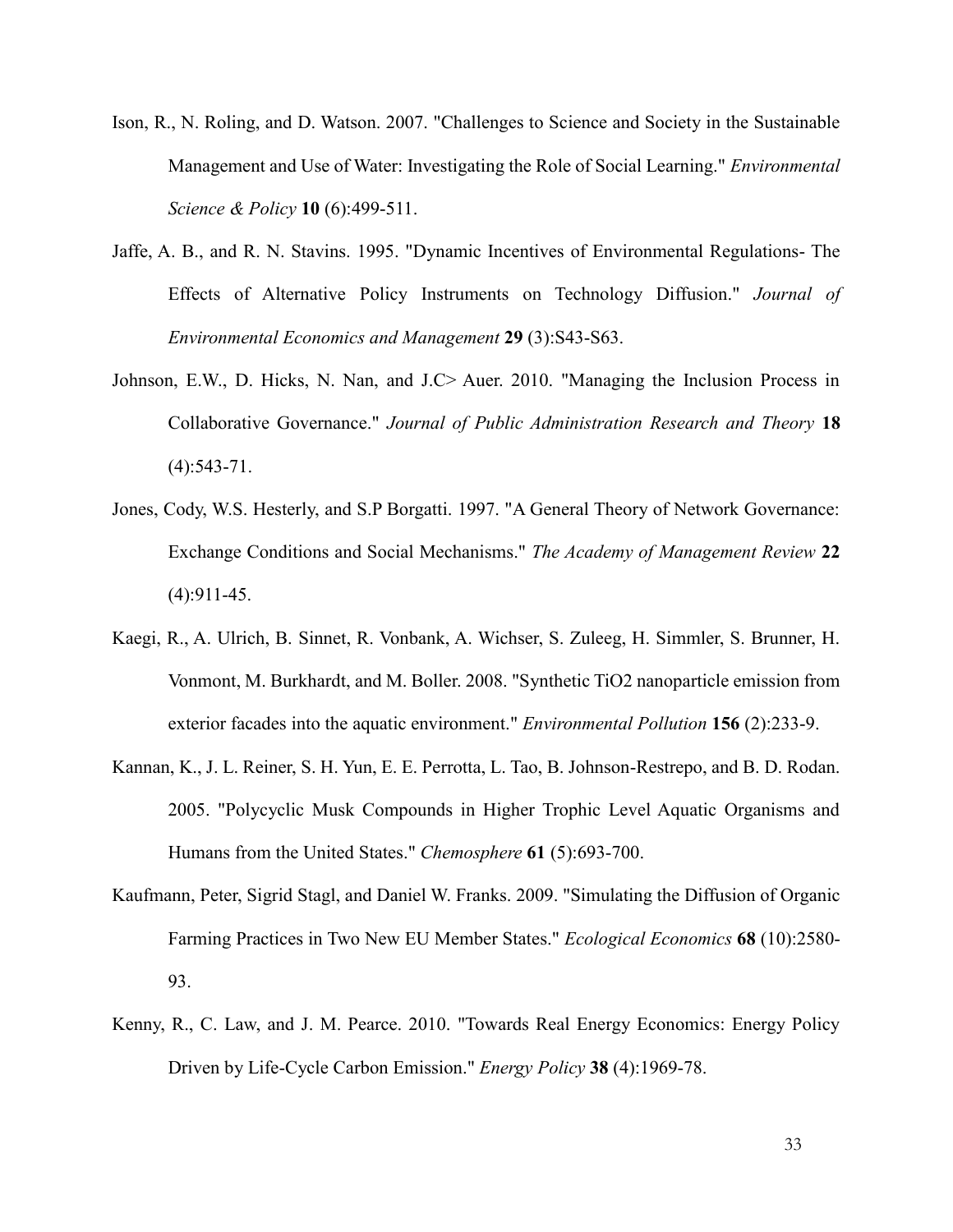Ison, R., N. Roling, and D. Watson. 2007. "Challenges to Science and Society in the Sustainable Management and Use of Water: Investigating the Role of Social Learning." *Environmental Science & Policy* **10** (6):499-511.

Jaffe, A. B., and R. N. Stavins. 1995. "Dynamic Incentives of Environmental Regulations- The Effects of Alternative Policy Instruments on Technology Diffusion." *Journal of Environmental Economics and Management* **29** (3):S43-S63.

Johnson, E.W., D. Hicks, N. Nan, and J.C> Auer. 2010. "Managing the Inclusion Process in Collaborative Governance." *Journal of Public Administration Research and Theory* **18** (4):543-71.

Jones, Cody, W.S. Hesterly, and S.P Borgatti. 1997. "A General Theory of Network Governance: Exchange Conditions and Social Mechanisms." *The Academy of Management Review* **22** (4):911-45.

Kaegi, R., A. Ulrich, B. Sinnet, R. Vonbank, A. Wichser, S. Zuleeg, H. Simmler, S. Brunner, H. Vonmont, M. Burkhardt, and M. Boller. 2008. "Synthetic TiO2 nanoparticle emission from exterior facades into the aquatic environment." *Environmental Pollution* **156** (2):233-9.

Kannan, K., J. L. Reiner, S. H. Yun, E. E. Perrotta, L. Tao, B. Johnson-Restrepo, and B. D. Rodan. 2005. "Polycyclic Musk Compounds in Higher Trophic Level Aquatic Organisms and Humans from the United States." *Chemosphere* **61** (5):693-700.

Kaufmann, Peter, Sigrid Stagl, and Daniel W. Franks. 2009. "Simulating the Diffusion of Organic Farming Practices in Two New EU Member States." *Ecological Economics* **68** (10):2580-93.

Kenny, R., C. Law, and J. M. Pearce. 2010. "Towards Real Energy Economics: Energy Policy Driven by Life-Cycle Carbon Emission." *Energy Policy* **38** (4):1969-78.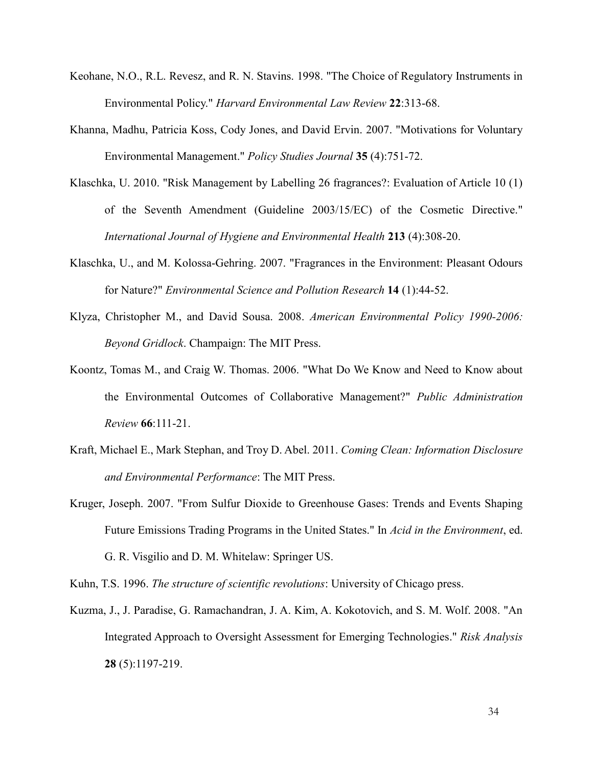Keohane, N.O., R.L. Revesz, and R. N. Stavins. 1998. "The Choice of Regulatory Instruments in Environmental Policy." *Harvard Environmental Law Review* **22**:313-68.

Khanna, Madhu, Patricia Koss, Cody Jones, and David Ervin. 2007. "Motivations for Voluntary Environmental Management." *Policy Studies Journal* **35** (4):751-72.

Klaschka, U. 2010. "Risk Management by Labelling 26 fragrances?: Evaluation of Article 10 (1) of the Seventh Amendment (Guideline 2003/15/EC) of the Cosmetic Directive." *International Journal of Hygiene and Environmental Health* **213** (4):308-20.

Klaschka, U., and M. Kolossa-Gehring. 2007. "Fragrances in the Environment: Pleasant Odours for Nature?" *Environmental Science and Pollution Research* **14** (1):44-52.

Klyza, Christopher M., and David Sousa. 2008. *American Environmental Policy 1990-2006: Beyond Gridlock*. Champaign: The MIT Press.

Koontz, Tomas M., and Craig W. Thomas. 2006. "What Do We Know and Need to Know about the Environmental Outcomes of Collaborative Management?" *Public Administration Review* **66**:111-21.

Kraft, Michael E., Mark Stephan, and Troy D. Abel. 2011. *Coming Clean: Information Disclosure and Environmental Performance*: The MIT Press.

Kruger, Joseph. 2007. "From Sulfur Dioxide to Greenhouse Gases: Trends and Events Shaping Future Emissions Trading Programs in the United States." In *Acid in the Environment*, ed. G. R. Visgilio and D. M. Whitelaw: Springer US.

Kuhn, T.S. 1996. *The structure of scientific revolutions*: University of Chicago press.

Kuzma, J., J. Paradise, G. Ramachandran, J. A. Kim, A. Kokotovich, and S. M. Wolf. 2008. "An Integrated Approach to Oversight Assessment for Emerging Technologies." *Risk Analysis* **28** (5):1197-219.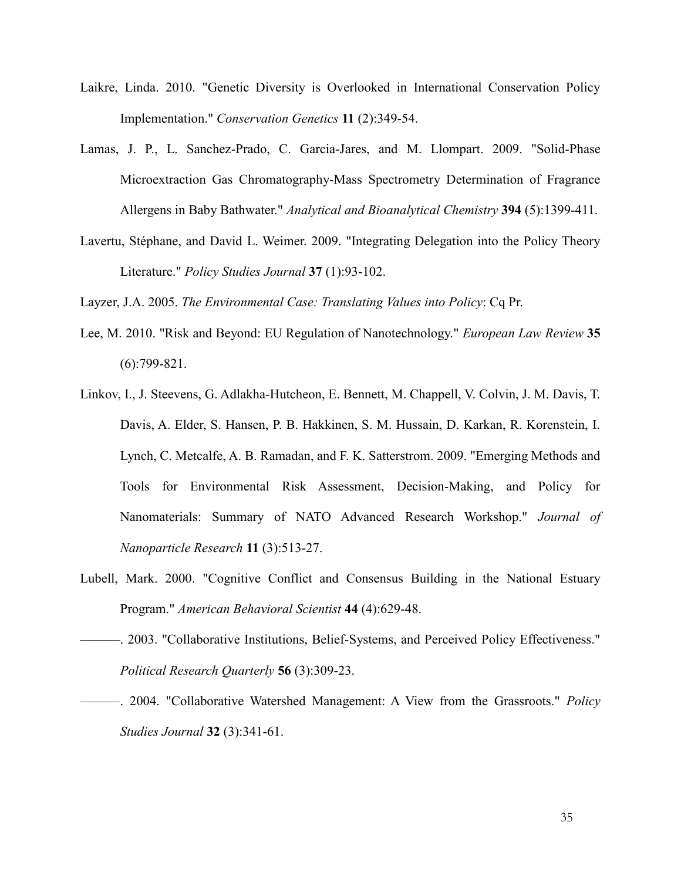Laikre, Linda. 2010. "Genetic Diversity is Overlooked in International Conservation Policy Implementation." *Conservation Genetics* **11** (2):349-54.

Lamas, J. P., L. Sanchez-Prado, C. Garcia-Jares, and M. Llompart. 2009. "Solid-Phase Microextraction Gas Chromatography-Mass Spectrometry Determination of Fragrance Allergens in Baby Bathwater." *Analytical and Bioanalytical Chemistry* **394** (5):1399-411.

Lavertu, Stéphane, and David L. Weimer. 2009. "Integrating Delegation into the Policy Theory Literature." *Policy Studies Journal* **37** (1):93-102.

Layzer, J.A. 2005. *The Environmental Case: Translating Values into Policy*: Cq Pr.

Lee, M. 2010. "Risk and Beyond: EU Regulation of Nanotechnology." *European Law Review* **35** (6):799-821.

Linkov, I., J. Steevens, G. Adlakha-Hutcheon, E. Bennett, M. Chappell, V. Colvin, J. M. Davis, T. Davis, A. Elder, S. Hansen, P. B. Hakkinen, S. M. Hussain, D. Karkan, R. Korenstein, I. Lynch, C. Metcalfe, A. B. Ramadan, and F. K. Satterstrom. 2009. "Emerging Methods and Tools for Environmental Risk Assessment, Decision-Making, and Policy for Nanomaterials: Summary of NATO Advanced Research Workshop." *Journal of Nanoparticle Research* **11** (3):513-27.

Lubell, Mark. 2000. "Cognitive Conflict and Consensus Building in the National Estuary Program." *American Behavioral Scientist* **44** (4):629-48.

———. 2003. "Collaborative Institutions, Belief-Systems, and Perceived Policy Effectiveness." *Political Research Quarterly* **56** (3):309-23.

———. 2004. "Collaborative Watershed Management: A View from the Grassroots." *Policy Studies Journal* **32** (3):341-61.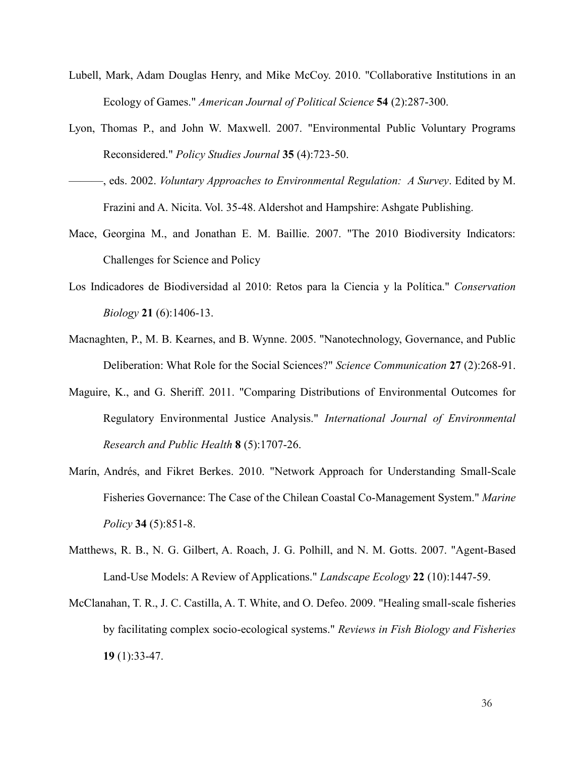Lubell, Mark, Adam Douglas Henry, and Mike McCoy. 2010. "Collaborative Institutions in an Ecology of Games." *American Journal of Political Science* **54** (2):287-300.

Lyon, Thomas P., and John W. Maxwell. 2007. "Environmental Public Voluntary Programs Reconsidered." *Policy Studies Journal* **35** (4):723-50.

———, eds. 2002. *Voluntary Approaches to Environmental Regulation: A Survey*. Edited by M. Frazini and A. Nicita. Vol. 35-48. Aldershot and Hampshire: Ashgate Publishing.

Mace, Georgina M., and Jonathan E. M. Baillie. 2007. "The 2010 Biodiversity Indicators: Challenges for Science and Policy

Los Indicadores de Biodiversidad al 2010: Retos para la Ciencia y la Política." *Conservation Biology* **21** (6):1406-13.

Macnaghten, P., M. B. Kearnes, and B. Wynne. 2005. "Nanotechnology, Governance, and Public Deliberation: What Role for the Social Sciences?" *Science Communication* **27** (2):268-91.

Maguire, K., and G. Sheriff. 2011. "Comparing Distributions of Environmental Outcomes for Regulatory Environmental Justice Analysis." *International Journal of Environmental Research and Public Health* **8** (5):1707-26.

Marín, Andrés, and Fikret Berkes. 2010. "Network Approach for Understanding Small-Scale Fisheries Governance: The Case of the Chilean Coastal Co-Management System." *Marine Policy* **34** (5):851-8.

Matthews, R. B., N. G. Gilbert, A. Roach, J. G. Polhill, and N. M. Gotts. 2007. "Agent-Based Land-Use Models: A Review of Applications." *Landscape Ecology* **22** (10):1447-59.

McClanahan, T. R., J. C. Castilla, A. T. White, and O. Defeo. 2009. "Healing small-scale fisheries by facilitating complex socio-ecological systems." *Reviews in Fish Biology and Fisheries* **19** (1):33-47.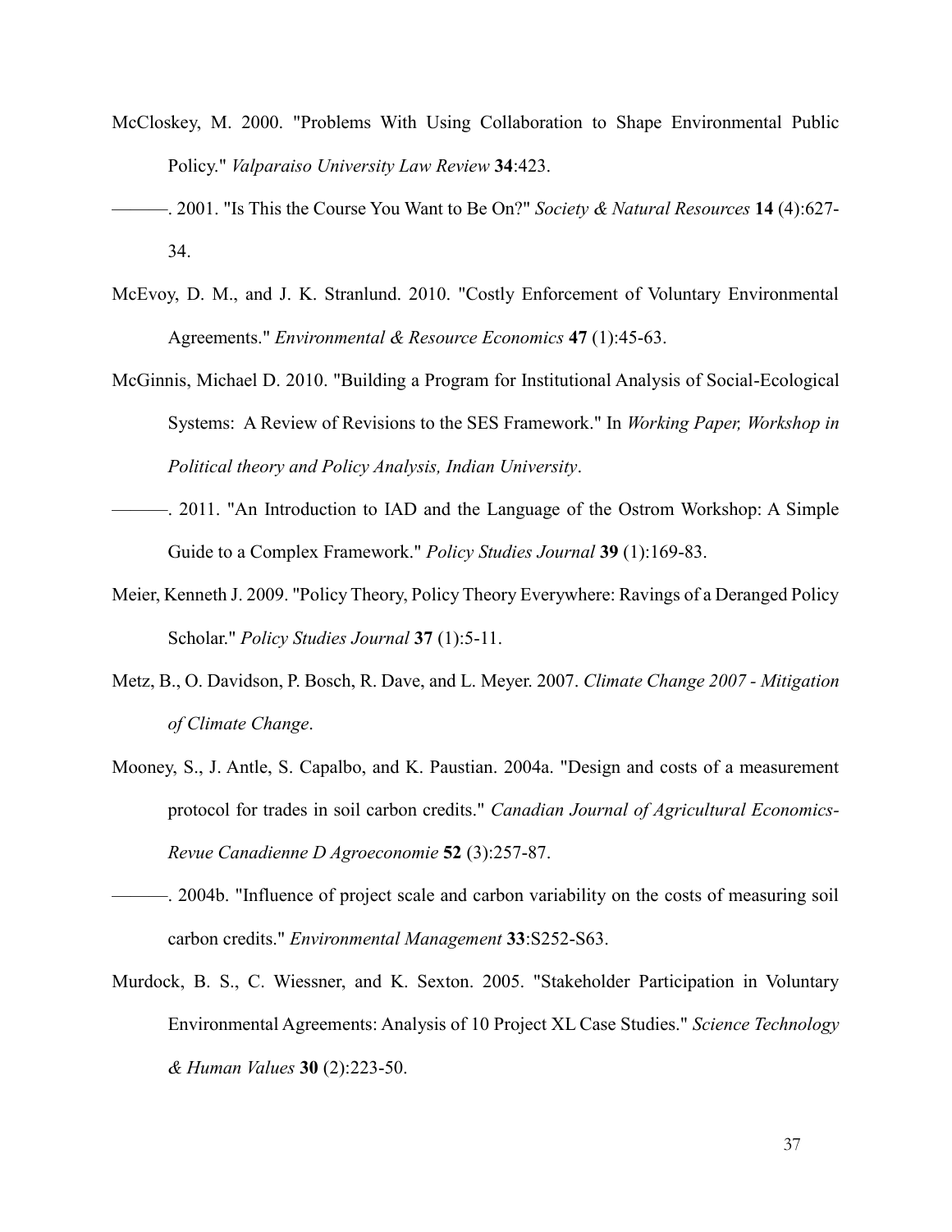McCloskey, M. 2000. "Problems With Using Collaboration to Shape Environmental Public Policy." *Valparaiso University Law Review* **34**:423.

———. 2001. "Is This the Course You Want to Be On?" *Society & Natural Resources* **14** (4):627-34.

McEvoy, D. M., and J. K. Stranlund. 2010. "Costly Enforcement of Voluntary Environmental Agreements." *Environmental & Resource Economics* **47** (1):45-63.

McGinnis, Michael D. 2010. "Building a Program for Institutional Analysis of Social-Ecological Systems: A Review of Revisions to the SES Framework." In *Working Paper, Workshop in Political theory and Policy Analysis, Indian University*.

———. 2011. "An Introduction to IAD and the Language of the Ostrom Workshop: A Simple Guide to a Complex Framework." *Policy Studies Journal* **39** (1):169-83.

Meier, Kenneth J. 2009. "Policy Theory, Policy Theory Everywhere: Ravings of a Deranged Policy Scholar." *Policy Studies Journal* **37** (1):5-11.

Metz, B., O. Davidson, P. Bosch, R. Dave, and L. Meyer. 2007. *Climate Change 2007 - Mitigation of Climate Change*.

Mooney, S., J. Antle, S. Capalbo, and K. Paustian. 2004a. "Design and costs of a measurement protocol for trades in soil carbon credits." *Canadian Journal of Agricultural Economics-Revue Canadienne D Agroeconomie* **52** (3):257-87.

———. 2004b. "Influence of project scale and carbon variability on the costs of measuring soil carbon credits." *Environmental Management* **33**:S252-S63.

Murdock, B. S., C. Wiessner, and K. Sexton. 2005. "Stakeholder Participation in Voluntary Environmental Agreements: Analysis of 10 Project XL Case Studies." *Science Technology & Human Values* **30** (2):223-50.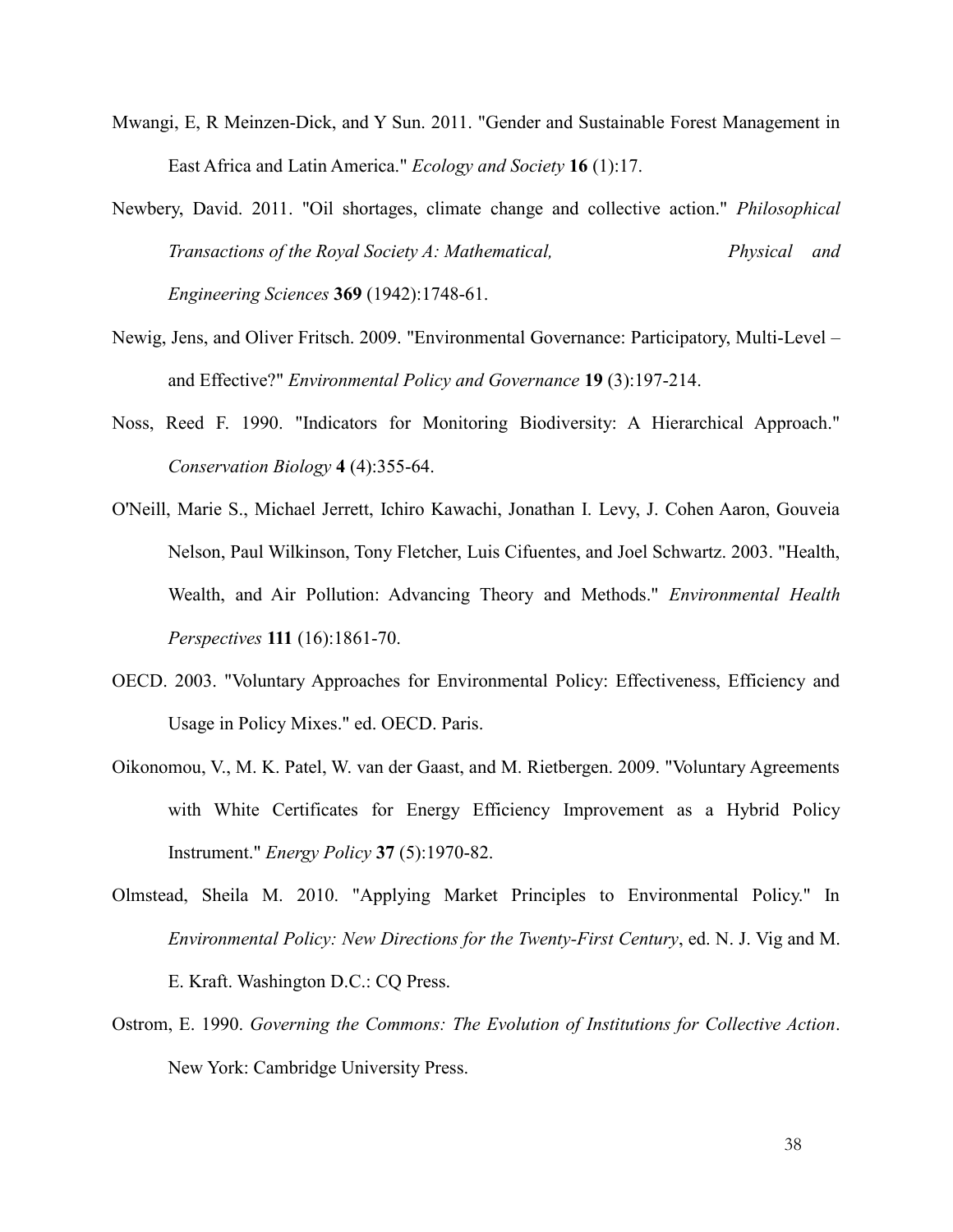Mwangi, E, R Meinzen-Dick, and Y Sun. 2011. "Gender and Sustainable Forest Management in East Africa and Latin America." *Ecology and Society* **16** (1):17.

Newbery, David. 2011. "Oil shortages, climate change and collective action." *Philosophical Transactions of the Royal Society A: Mathematical, Physical and Engineering Sciences* **369** (1942):1748-61.

Newig, Jens, and Oliver Fritsch. 2009. "Environmental Governance: Participatory, Multi-Level – and Effective?" *Environmental Policy and Governance* **19** (3):197-214.

Noss, Reed F. 1990. "Indicators for Monitoring Biodiversity: A Hierarchical Approach." *Conservation Biology* **4** (4):355-64.

O'Neill, Marie S., Michael Jerrett, Ichiro Kawachi, Jonathan I. Levy, J. Cohen Aaron, Gouveia Nelson, Paul Wilkinson, Tony Fletcher, Luis Cifuentes, and Joel Schwartz. 2003. "Health, Wealth, and Air Pollution: Advancing Theory and Methods." *Environmental Health Perspectives* **111** (16):1861-70.

OECD. 2003. "Voluntary Approaches for Environmental Policy: Effectiveness, Efficiency and Usage in Policy Mixes." ed. OECD. Paris.

Oikonomou, V., M. K. Patel, W. van der Gaast, and M. Rietbergen. 2009. "Voluntary Agreements with White Certificates for Energy Efficiency Improvement as a Hybrid Policy Instrument." *Energy Policy* **37** (5):1970-82.

Olmstead, Sheila M. 2010. "Applying Market Principles to Environmental Policy." In *Environmental Policy: New Directions for the Twenty-First Century*, ed. N. J. Vig and M. E. Kraft. Washington D.C.: CQ Press.

Ostrom, E. 1990. *Governing the Commons: The Evolution of Institutions for Collective Action*. New York: Cambridge University Press.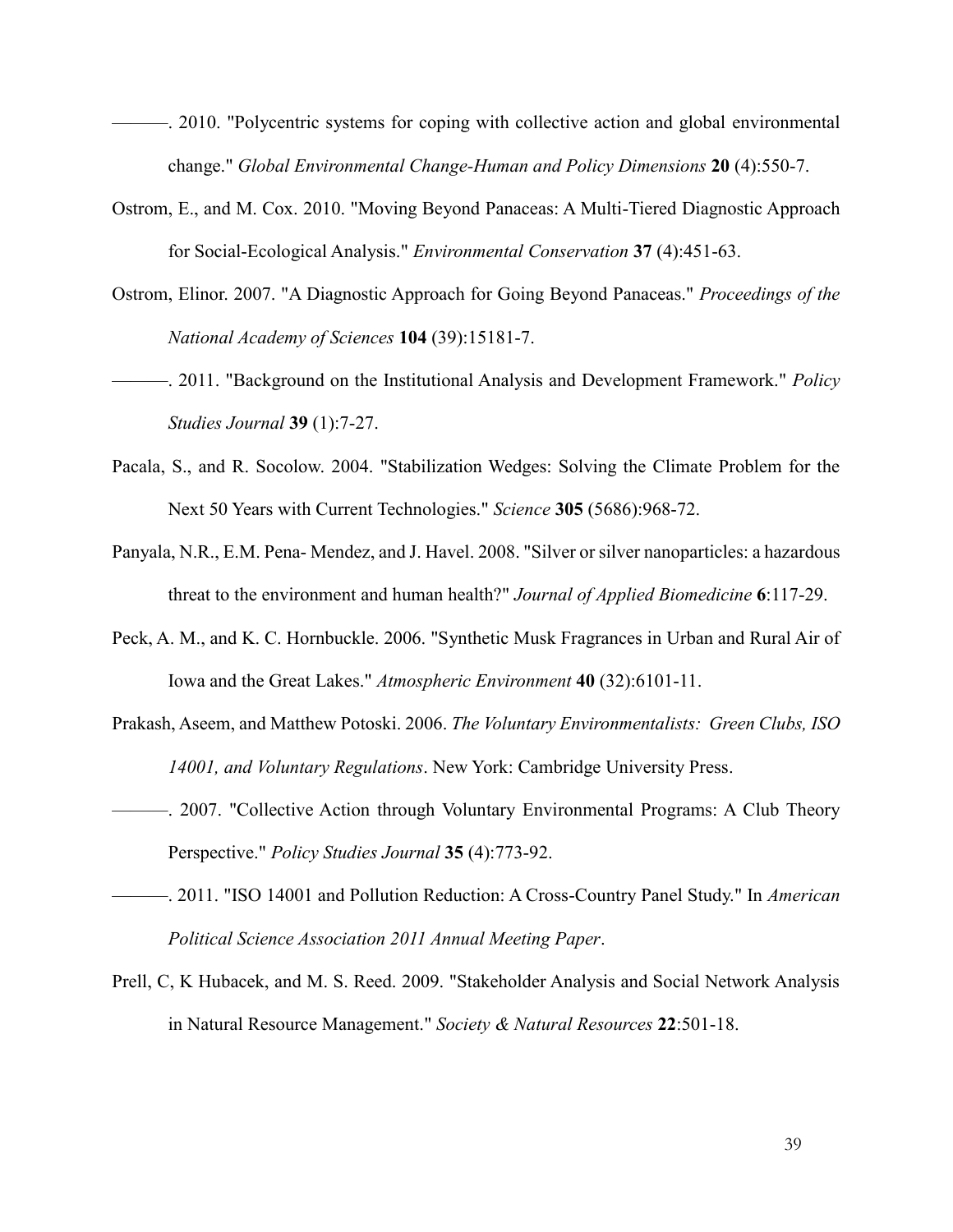———. 2010. "Polycentric systems for coping with collective action and global environmental change." *Global Environmental Change-Human and Policy Dimensions* **20** (4):550-7.

Ostrom, E., and M. Cox. 2010. "Moving Beyond Panaceas: A Multi-Tiered Diagnostic Approach for Social-Ecological Analysis." *Environmental Conservation* **37** (4):451-63.

Ostrom, Elinor. 2007. "A Diagnostic Approach for Going Beyond Panaceas." *Proceedings of the National Academy of Sciences* **104** (39):15181-7.

———. 2011. "Background on the Institutional Analysis and Development Framework." *Policy Studies Journal* **39** (1):7-27.

Pacala, S., and R. Socolow. 2004. "Stabilization Wedges: Solving the Climate Problem for the Next 50 Years with Current Technologies." *Science* **305** (5686):968-72.

Panyala, N.R., E.M. Pena- Mendez, and J. Havel. 2008. "Silver or silver nanoparticles: a hazardous threat to the environment and human health?" *Journal of Applied Biomedicine* **6**:117-29.

Peck, A. M., and K. C. Hornbuckle. 2006. "Synthetic Musk Fragrances in Urban and Rural Air of Iowa and the Great Lakes." *Atmospheric Environment* **40** (32):6101-11.

Prakash, Aseem, and Matthew Potoski. 2006. *The Voluntary Environmentalists: Green Clubs, ISO 14001, and Voluntary Regulations*. New York: Cambridge University Press.

———. 2007. "Collective Action through Voluntary Environmental Programs: A Club Theory Perspective." *Policy Studies Journal* **35** (4):773-92.

———. 2011. "ISO 14001 and Pollution Reduction: A Cross-Country Panel Study." In *American Political Science Association 2011 Annual Meeting Paper*.

Prell, C, K Hubacek, and M. S. Reed. 2009. "Stakeholder Analysis and Social Network Analysis in Natural Resource Management." *Society & Natural Resources* **22**:501-18.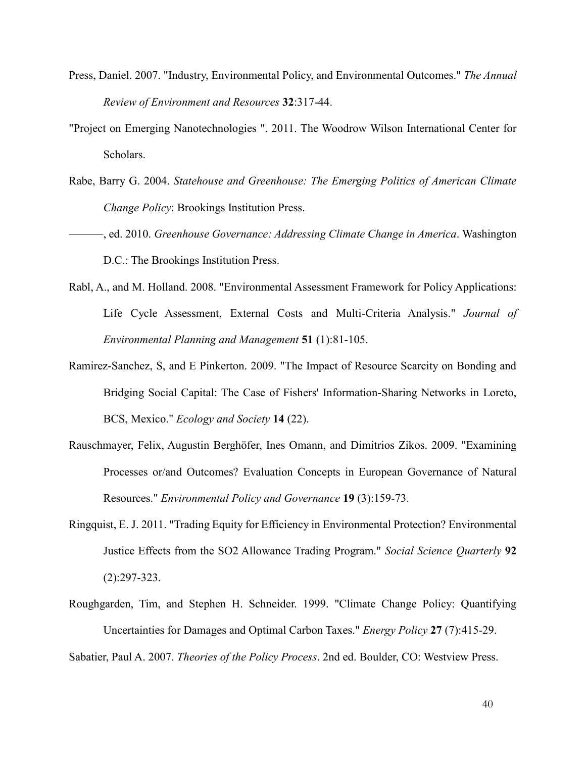Press, Daniel. 2007. "Industry, Environmental Policy, and Environmental Outcomes." *The Annual Review of Environment and Resources* **32**:317-44.

"Project on Emerging Nanotechnologies ". 2011. The Woodrow Wilson International Center for Scholars.

Rabe, Barry G. 2004. *Statehouse and Greenhouse: The Emerging Politics of American Climate Change Policy*: Brookings Institution Press.

———, ed. 2010. *Greenhouse Governance: Addressing Climate Change in America*. Washington D.C.: The Brookings Institution Press.

Rabl, A., and M. Holland. 2008. "Environmental Assessment Framework for Policy Applications: Life Cycle Assessment, External Costs and Multi-Criteria Analysis." *Journal of Environmental Planning and Management* **51** (1):81-105.

Ramirez-Sanchez, S, and E Pinkerton. 2009. "The Impact of Resource Scarcity on Bonding and Bridging Social Capital: The Case of Fishers' Information-Sharing Networks in Loreto, BCS, Mexico." *Ecology and Society* **14** (22).

Rauschmayer, Felix, Augustin Berghöfer, Ines Omann, and Dimitrios Zikos. 2009. "Examining Processes or/and Outcomes? Evaluation Concepts in European Governance of Natural Resources." *Environmental Policy and Governance* **19** (3):159-73.

Ringquist, E. J. 2011. "Trading Equity for Efficiency in Environmental Protection? Environmental Justice Effects from the SO2 Allowance Trading Program." *Social Science Quarterly* **92** (2):297-323.

Roughgarden, Tim, and Stephen H. Schneider. 1999. "Climate Change Policy: Quantifying Uncertainties for Damages and Optimal Carbon Taxes." *Energy Policy* **27** (7):415-29.

Sabatier, Paul A. 2007. *Theories of the Policy Process*. 2nd ed. Boulder, CO: Westview Press.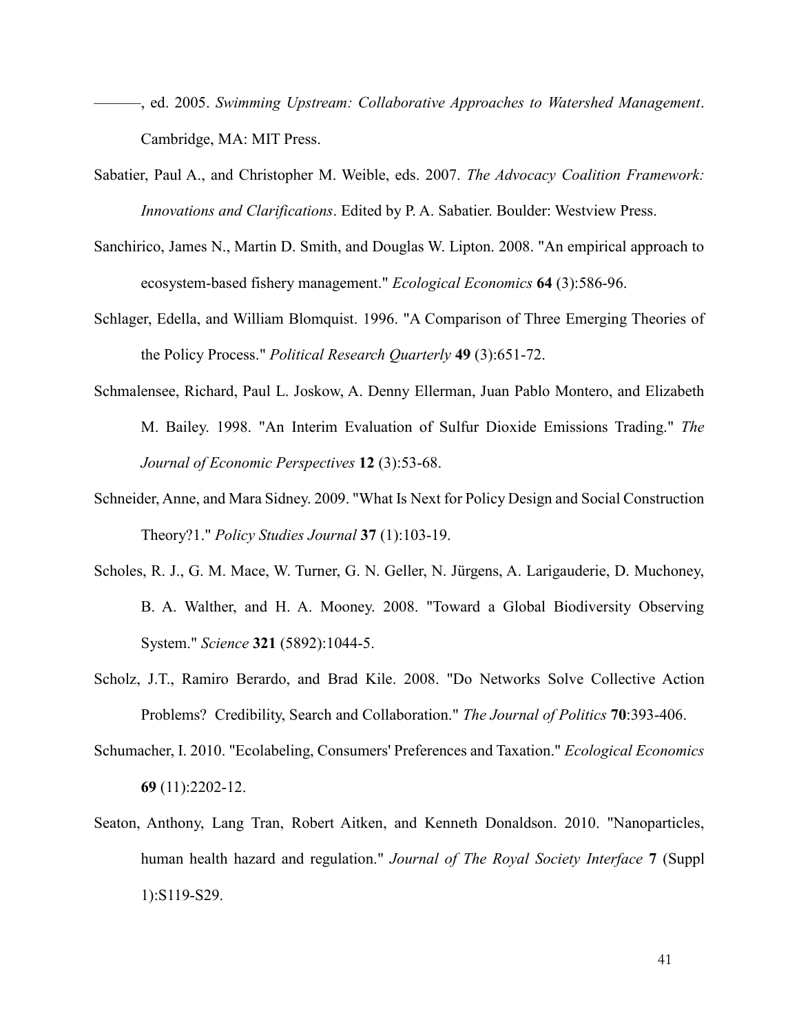———, ed. 2005. *Swimming Upstream: Collaborative Approaches to Watershed Management*. Cambridge, MA: MIT Press.

Sabatier, Paul A., and Christopher M. Weible, eds. 2007. *The Advocacy Coalition Framework: Innovations and Clarifications*. Edited by P. A. Sabatier. Boulder: Westview Press.

Sanchirico, James N., Martin D. Smith, and Douglas W. Lipton. 2008. "An empirical approach to ecosystem-based fishery management." *Ecological Economics* **64** (3):586-96.

Schlager, Edella, and William Blomquist. 1996. "A Comparison of Three Emerging Theories of the Policy Process." *Political Research Quarterly* **49** (3):651-72.

Schmalensee, Richard, Paul L. Joskow, A. Denny Ellerman, Juan Pablo Montero, and Elizabeth M. Bailey. 1998. "An Interim Evaluation of Sulfur Dioxide Emissions Trading." *The Journal of Economic Perspectives* **12** (3):53-68.

Schneider, Anne, and Mara Sidney. 2009. "What Is Next for Policy Design and Social Construction Theory?1." *Policy Studies Journal* **37** (1):103-19.

Scholes, R. J., G. M. Mace, W. Turner, G. N. Geller, N. Jürgens, A. Larigauderie, D. Muchoney, B. A. Walther, and H. A. Mooney. 2008. "Toward a Global Biodiversity Observing System." *Science* **321** (5892):1044-5.

Scholz, J.T., Ramiro Berardo, and Brad Kile. 2008. "Do Networks Solve Collective Action Problems? Credibility, Search and Collaboration." *The Journal of Politics* **70**:393-406.

Schumacher, I. 2010. "Ecolabeling, Consumers' Preferences and Taxation." *Ecological Economics* **69** (11):2202-12.

Seaton, Anthony, Lang Tran, Robert Aitken, and Kenneth Donaldson. 2010. "Nanoparticles, human health hazard and regulation." *Journal of The Royal Society Interface* **7** (Suppl 1):S119-S29.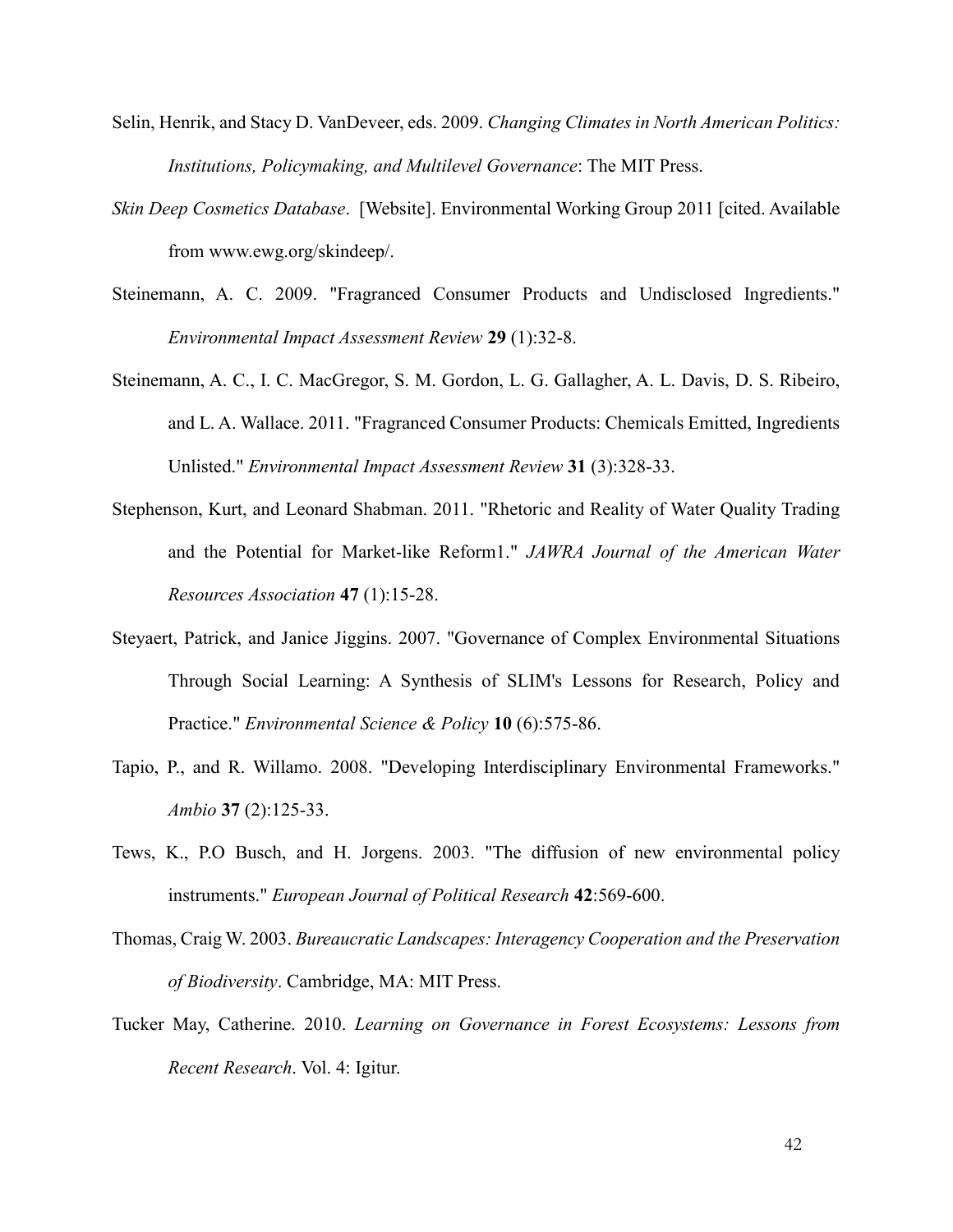Selin, Henrik, and Stacy D. VanDeveer, eds. 2009. *Changing Climates in North American Politics: Institutions, Policymaking, and Multilevel Governance*: The MIT Press.

*Skin Deep Cosmetics Database*. [Website]. Environmental Working Group 2011 [cited. Available from www.ewg.org/skindeep/.

Steinemann, A. C. 2009. "Fragranced Consumer Products and Undisclosed Ingredients." *Environmental Impact Assessment Review* **29** (1):32-8.

Steinemann, A. C., I. C. MacGregor, S. M. Gordon, L. G. Gallagher, A. L. Davis, D. S. Ribeiro, and L. A. Wallace. 2011. "Fragranced Consumer Products: Chemicals Emitted, Ingredients Unlisted." *Environmental Impact Assessment Review* **31** (3):328-33.

Stephenson, Kurt, and Leonard Shabman. 2011. "Rhetoric and Reality of Water Quality Trading and the Potential for Market-like Reform1." *JAWRA Journal of the American Water Resources Association* **47** (1):15-28.

Steyaert, Patrick, and Janice Jiggins. 2007. "Governance of Complex Environmental Situations Through Social Learning: A Synthesis of SLIM's Lessons for Research, Policy and Practice." *Environmental Science & Policy* **10** (6):575-86.

Tapio, P., and R. Willamo. 2008. "Developing Interdisciplinary Environmental Frameworks." *Ambio* **37** (2):125-33.

Tews, K., P.O Busch, and H. Jorgens. 2003. "The diffusion of new environmental policy instruments." *European Journal of Political Research* **42**:569-600.

Thomas, Craig W. 2003. *Bureaucratic Landscapes: Interagency Cooperation and the Preservation of Biodiversity*. Cambridge, MA: MIT Press.

Tucker May, Catherine. 2010. *Learning on Governance in Forest Ecosystems: Lessons from Recent Research*. Vol. 4: Igitur.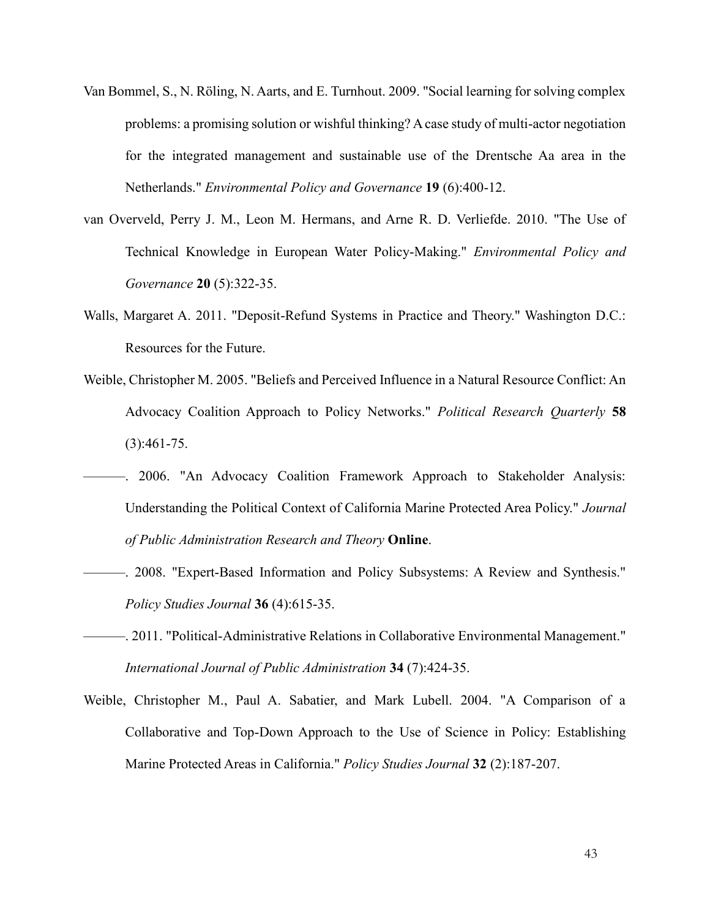Van Bommel, S., N. Röling, N. Aarts, and E. Turnhout. 2009. "Social learning for solving complex problems: a promising solution or wishful thinking? A case study of multi-actor negotiation for the integrated management and sustainable use of the Drentsche Aa area in the Netherlands." *Environmental Policy and Governance* **19** (6):400-12.

van Overveld, Perry J. M., Leon M. Hermans, and Arne R. D. Verliefde. 2010. "The Use of Technical Knowledge in European Water Policy-Making." *Environmental Policy and Governance* **20** (5):322-35.

Walls, Margaret A. 2011. "Deposit-Refund Systems in Practice and Theory." Washington D.C.: Resources for the Future.

Weible, Christopher M. 2005. "Beliefs and Perceived Influence in a Natural Resource Conflict: An Advocacy Coalition Approach to Policy Networks." *Political Research Quarterly* **58** (3):461-75.

———. 2006. "An Advocacy Coalition Framework Approach to Stakeholder Analysis: Understanding the Political Context of California Marine Protected Area Policy." *Journal of Public Administration Research and Theory* **Online**.

———. 2008. "Expert-Based Information and Policy Subsystems: A Review and Synthesis." *Policy Studies Journal* **36** (4):615-35.

———. 2011. "Political-Administrative Relations in Collaborative Environmental Management." *International Journal of Public Administration* **34** (7):424-35.

Weible, Christopher M., Paul A. Sabatier, and Mark Lubell. 2004. "A Comparison of a Collaborative and Top-Down Approach to the Use of Science in Policy: Establishing Marine Protected Areas in California." *Policy Studies Journal* **32** (2):187-207.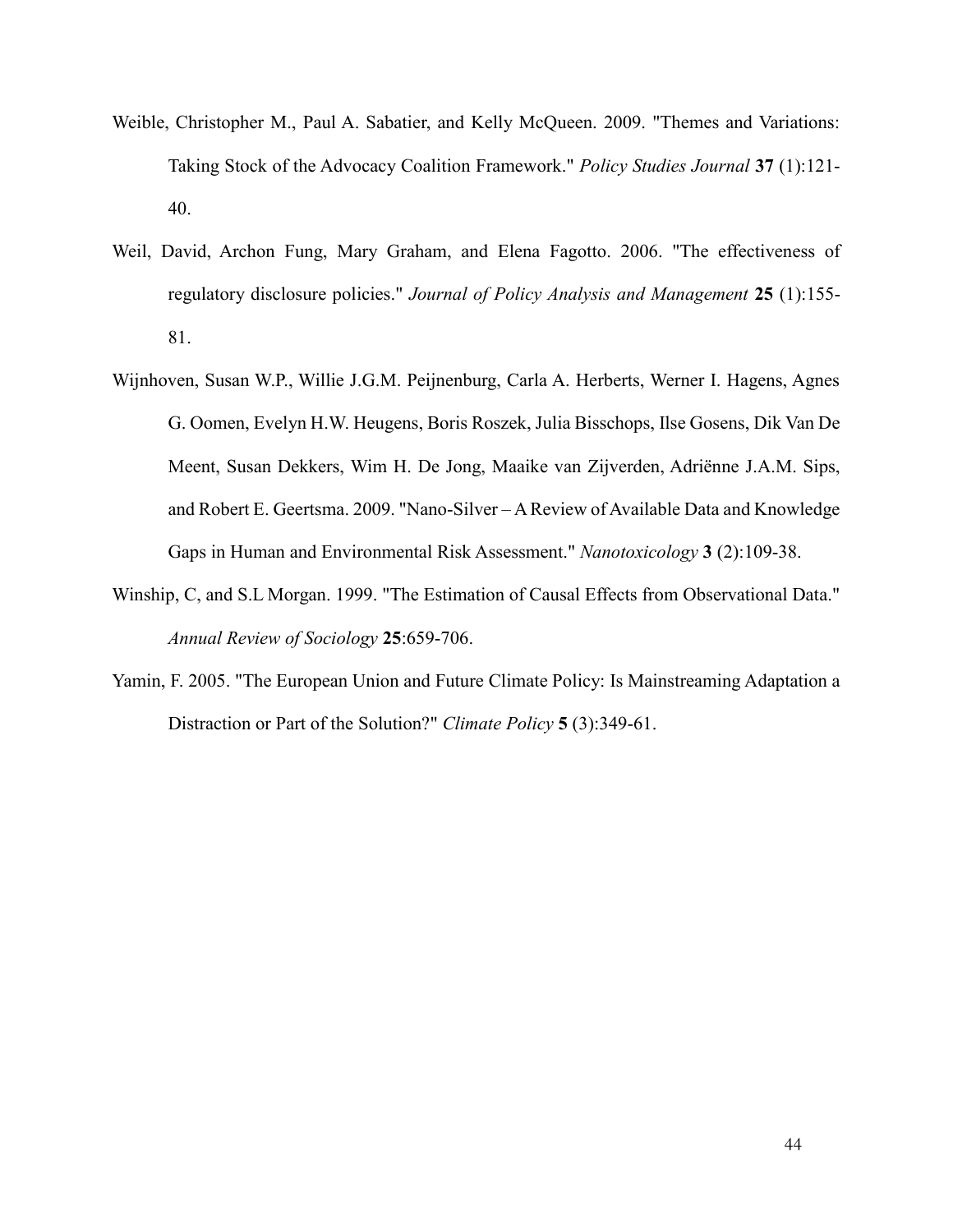Weible, Christopher M., Paul A. Sabatier, and Kelly McQueen. 2009. "Themes and Variations: Taking Stock of the Advocacy Coalition Framework." *Policy Studies Journal* **37** (1):121-40.

Weil, David, Archon Fung, Mary Graham, and Elena Fagotto. 2006. "The effectiveness of regulatory disclosure policies." *Journal of Policy Analysis and Management* **25** (1):155-81.

Wijnhoven, Susan W.P., Willie J.G.M. Peijnenburg, Carla A. Herberts, Werner I. Hagens, Agnes G. Oomen, Evelyn H.W. Heugens, Boris Roszek, Julia Bisschops, Ilse Gosens, Dik Van De Meent, Susan Dekkers, Wim H. De Jong, Maaike van Zijverden, Adriënne J.A.M. Sips, and Robert E. Geertsma. 2009. "Nano-Silver – A Review of Available Data and Knowledge Gaps in Human and Environmental Risk Assessment." *Nanotoxicology* **3** (2):109-38.

Winship, C, and S.L Morgan. 1999. "The Estimation of Causal Effects from Observational Data." *Annual Review of Sociology* **25**:659-706.

Yamin, F. 2005. "The European Union and Future Climate Policy: Is Mainstreaming Adaptation a Distraction or Part of the Solution?" *Climate Policy* **5** (3):349-61.